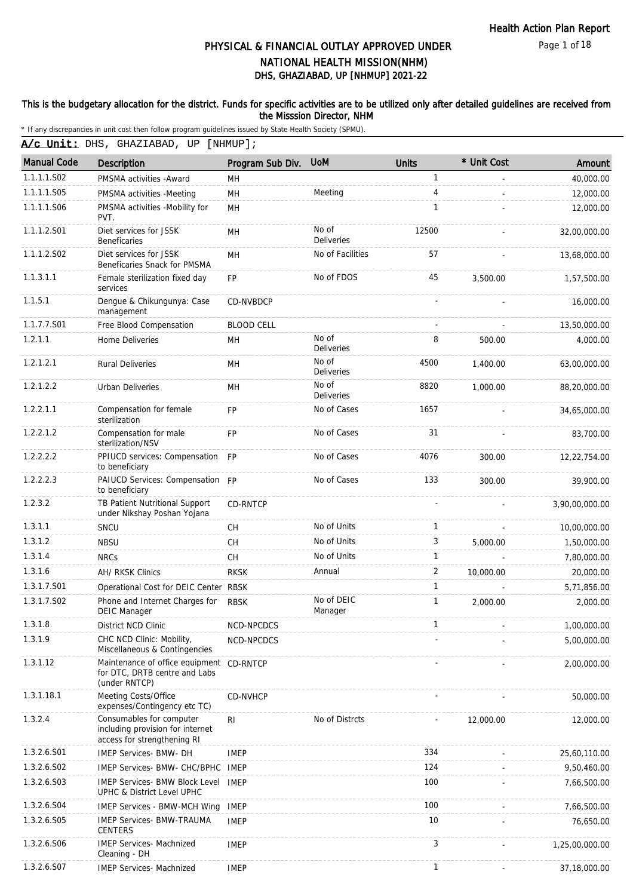Health Action Plan Report

# PHYSICAL & FINANCIAL OUTLAY APPROVED UNDER NATIONAL HEALTH MISSION(NHM)
## DHS, GHAZIABAD, UP [NHMUP] 2021-22

**This is the budgetary allocation for the district. Funds for specific activities are to be utilized only after detailed guidelines are received from the Misssion Director, NHM**

\* If any discrepancies in unit cost then follow program guidelines issued by State Health Society (SPMU).

**A/c Unit:** DHS, GHAZIABAD, UP [NHMUP];

| Manual Code | Description | Program Sub Div. | UoM | Units | * Unit Cost | Amount |
|---|---|---|---|---|---|---|
| 1.1.1.1.S02 | PMSMA activities -Award | MH | | 1 | - | 40,000.00 |
| 1.1.1.1.S05 | PMSMA activities -Meeting | MH | Meeting | 4 | - | 12,000.00 |
| 1.1.1.1.S06 | PMSMA activities -Mobility for PVT. | MH | | 1 | - | 12,000.00 |
| 1.1.1.2.S01 | Diet services for JSSK Beneficaries | MH | No of Deliveries | 12500 | - | 32,00,000.00 |
| 1.1.1.2.S02 | Diet services for JSSK Beneficaries Snack for PMSMA | MH | No of Facilities | 57 | - | 13,68,000.00 |
| 1.1.3.1.1 | Female sterilization fixed day services | FP | No of FDOS | 45 | 3,500.00 | 1,57,500.00 |
| 1.1.5.1 | Dengue & Chikungunya: Case management | CD-NVBDCP | | - | - | 16,000.00 |
| 1.1.7.7.S01 | Free Blood Compensation | BLOOD CELL | | - | - | 13,50,000.00 |
| 1.2.1.1 | Home Deliveries | MH | No of Deliveries | 8 | 500.00 | 4,000.00 |
| 1.2.1.2.1 | Rural Deliveries | MH | No of Deliveries | 4500 | 1,400.00 | 63,00,000.00 |
| 1.2.1.2.2 | Urban Deliveries | MH | No of Deliveries | 8820 | 1,000.00 | 88,20,000.00 |
| 1.2.2.1.1 | Compensation for female sterilization | FP | No of Cases | 1657 | - | 34,65,000.00 |
| 1.2.2.1.2 | Compensation for male sterilization/NSV | FP | No of Cases | 31 | - | 83,700.00 |
| 1.2.2.2.2 | PPIUCD services: Compensation to beneficiary | FP | No of Cases | 4076 | 300.00 | 12,22,754.00 |
| 1.2.2.2.3 | PAIUCD Services: Compensation to beneficiary | FP | No of Cases | 133 | 300.00 | 39,900.00 |
| 1.2.3.2 | TB Patient Nutritional Support under Nikshay Poshan Yojana | CD-RNTCP | | - | - | 3,90,00,000.00 |
| 1.3.1.1 | SNCU | CH | No of Units | 1 | - | 10,00,000.00 |
| 1.3.1.2 | NBSU | CH | No of Units | 3 | 5,000.00 | 1,50,000.00 |
| 1.3.1.4 | NRCs | CH | No of Units | 1 | - | 7,80,000.00 |
| 1.3.1.6 | AH/ RKSK Clinics | RKSK | Annual | 2 | 10,000.00 | 20,000.00 |
| 1.3.1.7.S01 | Operational Cost for DEIC Center | RBSK | | 1 | - | 5,71,856.00 |
| 1.3.1.7.S02 | Phone and Internet Charges for DEIC Manager | RBSK | No of DEIC Manager | 1 | 2,000.00 | 2,000.00 |
| 1.3.1.8 | District NCD Clinic | NCD-NPCDCS | | 1 | - | 1,00,000.00 |
| 1.3.1.9 | CHC NCD Clinic: Mobility, Miscellaneous & Contingencies | NCD-NPCDCS | | - | - | 5,00,000.00 |
| 1.3.1.12 | Maintenance of office equipment for DTC, DRTB centre and Labs (under RNTCP) | CD-RNTCP | | - | - | 2,00,000.00 |
| 1.3.1.18.1 | Meeting Costs/Office expenses/Contingency etc TC) | CD-NVHCP | | - | - | 50,000.00 |
| 1.3.2.4 | Consumables for computer including provision for internet access for strengthening RI | RI | No of Distrcts | - | 12,000.00 | 12,000.00 |
| 1.3.2.6.S01 | IMEP Services- BMW- DH | IMEP | | 334 | - | 25,60,110.00 |
| 1.3.2.6.S02 | IMEP Services- BMW- CHC/BPHC | IMEP | | 124 | - | 9,50,460.00 |
| 1.3.2.6.S03 | IMEP Services- BMW Block Level UPHC & District Level UPHC | IMEP | | 100 | - | 7,66,500.00 |
| 1.3.2.6.S04 | IMEP Services - BMW-MCH Wing | IMEP | | 100 | - | 7,66,500.00 |
| 1.3.2.6.S05 | IMEP Services- BMW-TRAUMA CENTERS | IMEP | | 10 | - | 76,650.00 |
| 1.3.2.6.S06 | IMEP Services- Machnized Cleaning - DH | IMEP | | 3 | - | 1,25,00,000.00 |
| 1.3.2.6.S07 | IMEP Services- Machnized | IMEP | | 1 | - | 37,18,000.00 |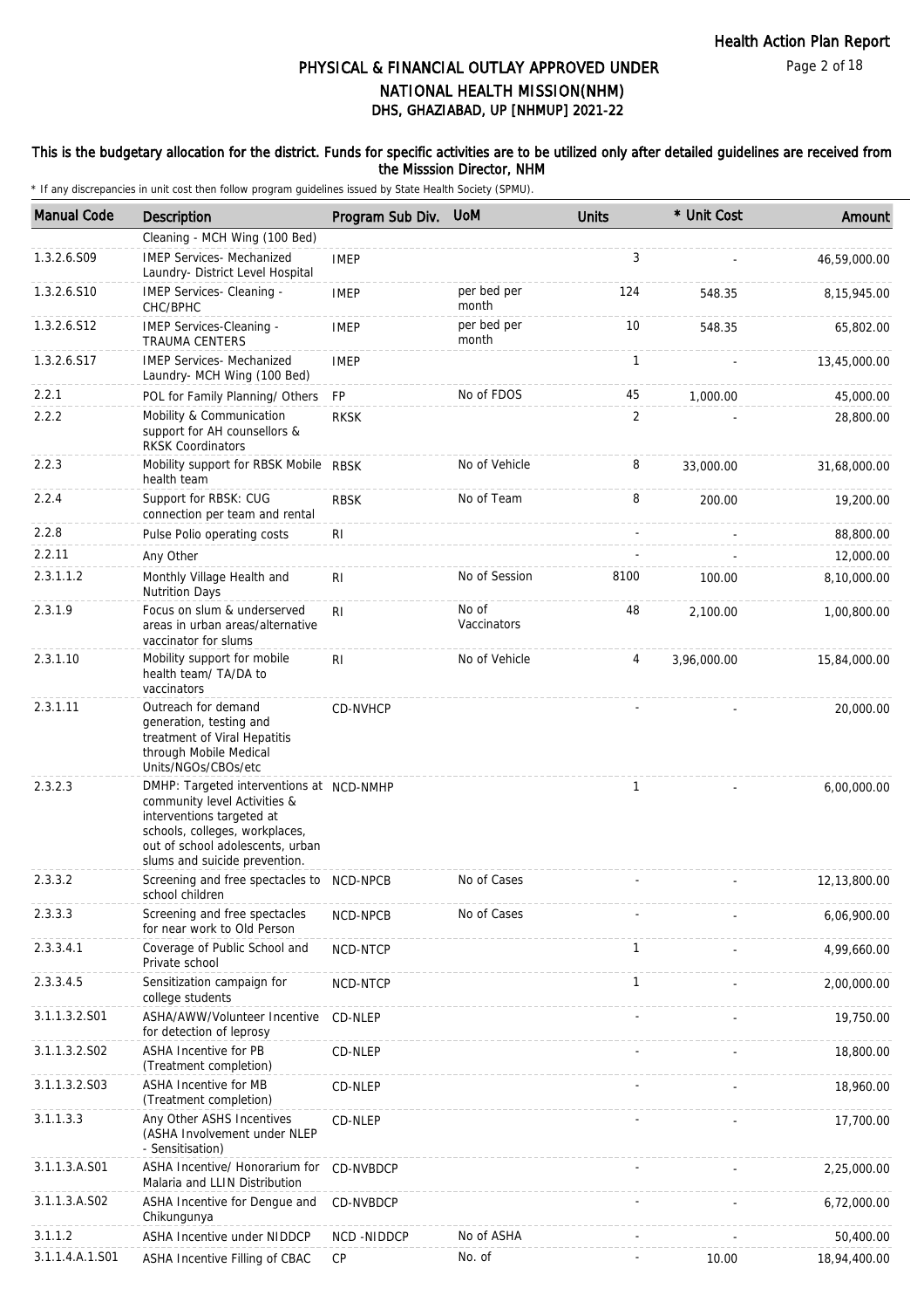# PHYSICAL & FINANCIAL OUTLAY APPROVED UNDER NATIONAL HEALTH MISSION(NHM)
## DHS, GHAZIABAD, UP [NHMUP] 2021-22

**This is the budgetary allocation for the district. Funds for specific activities are to be utilized only after detailed guidelines are received from the Misssion Director, NHM**

\* If any discrepancies in unit cost then follow program guidelines issued by State Health Society (SPMU).

| Manual Code | Description | Program Sub Div. | UoM | Units | * Unit Cost | Amount |
|---|---|---|---|---|---|---|
| | Cleaning - MCH Wing (100 Bed) | | | | | |
| 1.3.2.6.S09 | IMEP Services- Mechanized Laundry- District Level Hospital | IMEP | | 3 | - | 46,59,000.00 |
| 1.3.2.6.S10 | IMEP Services- Cleaning - CHC/BPHC | IMEP | per bed per month | 124 | 548.35 | 8,15,945.00 |
| 1.3.2.6.S12 | IMEP Services-Cleaning - TRAUMA CENTERS | IMEP | per bed per month | 10 | 548.35 | 65,802.00 |
| 1.3.2.6.S17 | IMEP Services- Mechanized Laundry- MCH Wing (100 Bed) | IMEP | | 1 | - | 13,45,000.00 |
| 2.2.1 | POL for Family Planning/ Others | FP | No of FDOS | 45 | 1,000.00 | 45,000.00 |
| 2.2.2 | Mobility & Communication support for AH counsellors & RKSK Coordinators | RKSK | | 2 | - | 28,800.00 |
| 2.2.3 | Mobility support for RBSK Mobile health team | RBSK | No of Vehicle | 8 | 33,000.00 | 31,68,000.00 |
| 2.2.4 | Support for RBSK: CUG connection per team and rental | RBSK | No of Team | 8 | 200.00 | 19,200.00 |
| 2.2.8 | Pulse Polio operating costs | RI | | - | - | 88,800.00 |
| 2.2.11 | Any Other | | | - | - | 12,000.00 |
| 2.3.1.1.2 | Monthly Village Health and Nutrition Days | RI | No of Session | 8100 | 100.00 | 8,10,000.00 |
| 2.3.1.9 | Focus on slum & underserved areas in urban areas/alternative vaccinator for slums | RI | No of Vaccinators | 48 | 2,100.00 | 1,00,800.00 |
| 2.3.1.10 | Mobility support for mobile health team/ TA/DA to vaccinators | RI | No of Vehicle | 4 | 3,96,000.00 | 15,84,000.00 |
| 2.3.1.11 | Outreach for demand generation, testing and treatment of Viral Hepatitis through Mobile Medical Units/NGOs/CBOs/etc | CD-NVHCP | | - | - | 20,000.00 |
| 2.3.2.3 | DMHP: Targeted interventions at community level Activities & interventions targeted at schools, colleges, workplaces, out of school adolescents, urban slums and suicide prevention. | NCD-NMHP | | 1 | - | 6,00,000.00 |
| 2.3.3.2 | Screening and free spectacles to school children | NCD-NPCB | No of Cases | - | - | 12,13,800.00 |
| 2.3.3.3 | Screening and free spectacles for near work to Old Person | NCD-NPCB | No of Cases | - | - | 6,06,900.00 |
| 2.3.3.4.1 | Coverage of Public School and Private school | NCD-NTCP | | 1 | - | 4,99,660.00 |
| 2.3.3.4.5 | Sensitization campaign for college students | NCD-NTCP | | 1 | - | 2,00,000.00 |
| 3.1.1.3.2.S01 | ASHA/AWW/Volunteer Incentive for detection of leprosy | CD-NLEP | | - | - | 19,750.00 |
| 3.1.1.3.2.S02 | ASHA Incentive for PB (Treatment completion) | CD-NLEP | | - | - | 18,800.00 |
| 3.1.1.3.2.S03 | ASHA Incentive for MB (Treatment completion) | CD-NLEP | | - | - | 18,960.00 |
| 3.1.1.3.3 | Any Other ASHS Incentives (ASHA Involvement under NLEP - Sensitisation) | CD-NLEP | | - | - | 17,700.00 |
| 3.1.1.3.A.S01 | ASHA Incentive/ Honorarium for Malaria and LLIN Distribution | CD-NVBDCP | | - | - | 2,25,000.00 |
| 3.1.1.3.A.S02 | ASHA Incentive for Dengue and Chikungunya | CD-NVBDCP | | - | - | 6,72,000.00 |
| 3.1.1.2 | ASHA Incentive under NIDDCP | NCD -NIDDCP | No of ASHA | - | - | 50,400.00 |
| 3.1.1.4.A.1.S01 | ASHA Incentive Filling of CBAC | CP | No. of | - | 10.00 | 18,94,400.00 |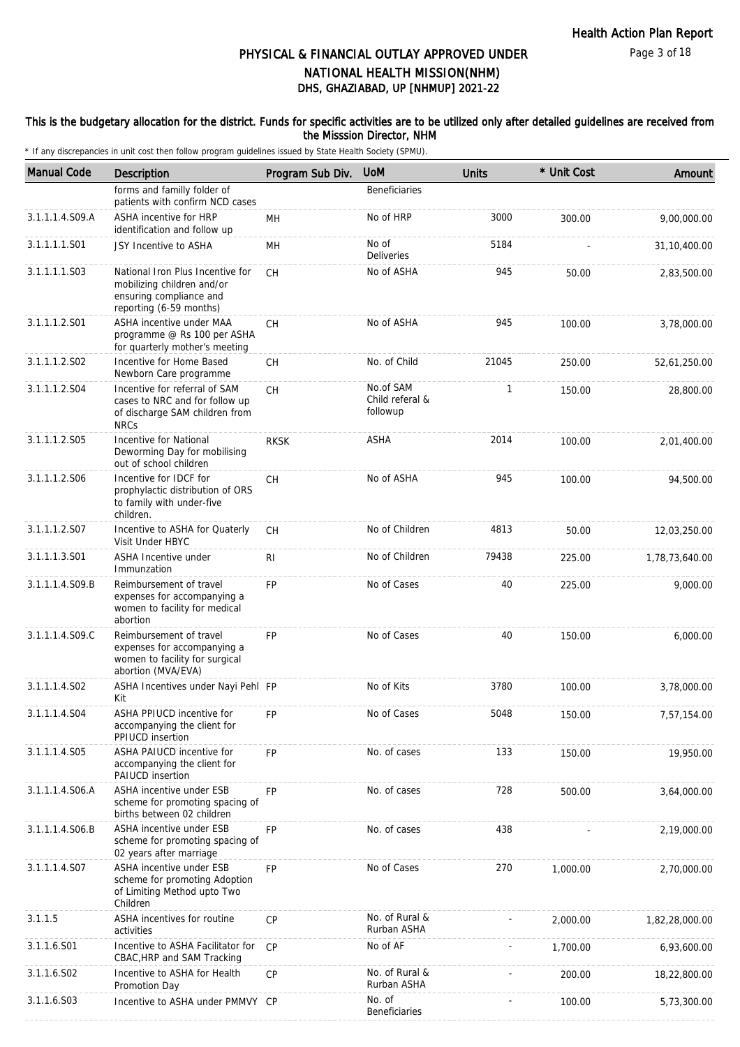# PHYSICAL & FINANCIAL OUTLAY APPROVED UNDER NATIONAL HEALTH MISSION(NHM)
## DHS, GHAZIABAD, UP [NHMUP] 2021-22

**This is the budgetary allocation for the district. Funds for specific activities are to be utilized only after detailed guidelines are received from the Misssion Director, NHM**

* If any discrepancies in unit cost then follow program guidelines issued by State Health Society (SPMU).

| Manual Code | Description | Program Sub Div. | UoM | Units | * Unit Cost | Amount |
|---|---|---|---|---|---|---|
| | forms and familly folder of patients with confirm NCD cases | | Beneficiaries | | | |
| 3.1.1.1.4.S09.A | ASHA incentive for HRP identification and follow up | MH | No of HRP | 3000 | 300.00 | 9,00,000.00 |
| 3.1.1.1.1.S01 | JSY Incentive to ASHA | MH | No of Deliveries | 5184 | - | 31,10,400.00 |
| 3.1.1.1.1.S03 | National Iron Plus Incentive for mobilizing children and/or ensuring compliance and reporting (6-59 months) | CH | No of ASHA | 945 | 50.00 | 2,83,500.00 |
| 3.1.1.1.2.S01 | ASHA incentive under MAA programme @ Rs 100 per ASHA for quarterly mother's meeting | CH | No of ASHA | 945 | 100.00 | 3,78,000.00 |
| 3.1.1.1.2.S02 | Incentive for Home Based Newborn Care programme | CH | No. of Child | 21045 | 250.00 | 52,61,250.00 |
| 3.1.1.1.2.S04 | Incentive for referral of SAM cases to NRC and for follow up of discharge SAM children from NRCs | CH | No.of SAM Child referal & followup | 1 | 150.00 | 28,800.00 |
| 3.1.1.1.2.S05 | Incentive for National Deworming Day for mobilising out of school children | RKSK | ASHA | 2014 | 100.00 | 2,01,400.00 |
| 3.1.1.1.2.S06 | Incentive for IDCF for prophylactic distribution of ORS to family with under-five children. | CH | No of ASHA | 945 | 100.00 | 94,500.00 |
| 3.1.1.1.2.S07 | Incentive to ASHA for Quaterly Visit Under HBYC | CH | No of Children | 4813 | 50.00 | 12,03,250.00 |
| 3.1.1.1.3.S01 | ASHA Incentive under Immunzation | RI | No of Children | 79438 | 225.00 | 1,78,73,640.00 |
| 3.1.1.1.4.S09.B | Reimbursement of travel expenses for accompanying a women to facility for medical abortion | FP | No of Cases | 40 | 225.00 | 9,000.00 |
| 3.1.1.1.4.S09.C | Reimbursement of travel expenses for accompanying a women to facility for surgical abortion (MVA/EVA) | FP | No of Cases | 40 | 150.00 | 6,000.00 |
| 3.1.1.1.4.S02 | ASHA Incentives under Nayi Pehl Kit | FP | No of Kits | 3780 | 100.00 | 3,78,000.00 |
| 3.1.1.1.4.S04 | ASHA PPIUCD incentive for accompanying the client for PPIUCD insertion | FP | No of Cases | 5048 | 150.00 | 7,57,154.00 |
| 3.1.1.1.4.S05 | ASHA PAIUCD incentive for accompanying the client for PAIUCD insertion | FP | No. of cases | 133 | 150.00 | 19,950.00 |
| 3.1.1.1.4.S06.A | ASHA incentive under ESB scheme for promoting spacing of births between 02 children | FP | No. of cases | 728 | 500.00 | 3,64,000.00 |
| 3.1.1.1.4.S06.B | ASHA incentive under ESB scheme for promoting spacing of 02 years after marriage | FP | No. of cases | 438 | - | 2,19,000.00 |
| 3.1.1.1.4.S07 | ASHA incentive under ESB scheme for promoting Adoption of Limiting Method upto Two Children | FP | No of Cases | 270 | 1,000.00 | 2,70,000.00 |
| 3.1.1.5 | ASHA incentives for routine activities | CP | No. of Rural & Rurban ASHA | - | 2,000.00 | 1,82,28,000.00 |
| 3.1.1.6.S01 | Incentive to ASHA Facilitator for CBAC,HRP and SAM Tracking | CP | No of AF | - | 1,700.00 | 6,93,600.00 |
| 3.1.1.6.S02 | Incentive to ASHA for Health Promotion Day | CP | No. of Rural & Rurban ASHA | - | 200.00 | 18,22,800.00 |
| 3.1.1.6.S03 | Incentive to ASHA under PMMVY | CP | No. of Beneficiaries | - | 100.00 | 5,73,300.00 |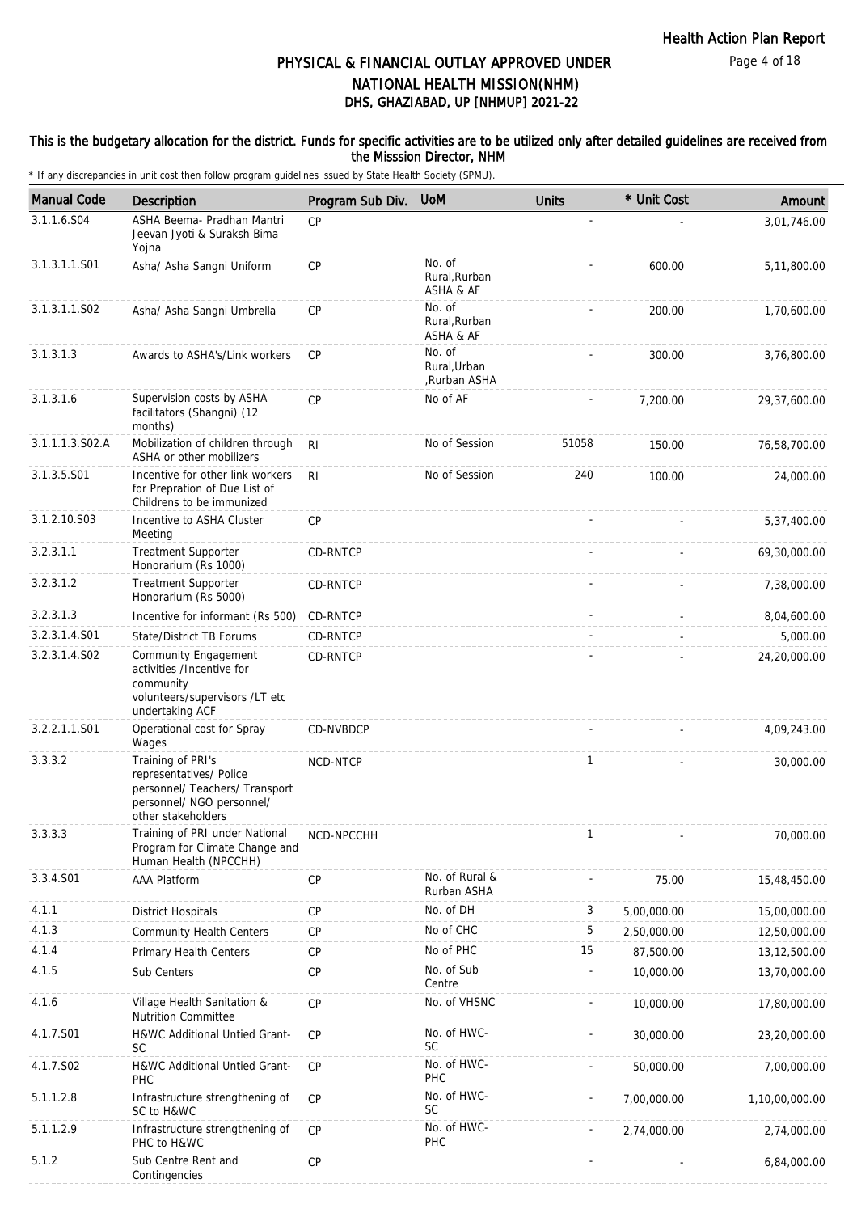# PHYSICAL & FINANCIAL OUTLAY APPROVED UNDER NATIONAL HEALTH MISSION(NHM)

## DHS, GHAZIABAD, UP [NHMUP] 2021-22

### This is the budgetary allocation for the district. Funds for specific activities are to be utilized only after detailed guidelines are received from the Misssion Director, NHM

\* If any discrepancies in unit cost then follow program guidelines issued by State Health Society (SPMU).

| Manual Code | Description | Program Sub Div. | UoM | Units | * Unit Cost | Amount |
|---|---|---|---|---|---|---|
| 3.1.1.6.S04 | ASHA Beema- Pradhan Mantri Jeevan Jyoti & Suraksh Bima Yojna | CP | | - | - | 3,01,746.00 |
| 3.1.3.1.1.S01 | Asha/ Asha Sangni Uniform | CP | No. of Rural,Rurban ASHA & AF | - | 600.00 | 5,11,800.00 |
| 3.1.3.1.1.S02 | Asha/ Asha Sangni Umbrella | CP | No. of Rural,Rurban ASHA & AF | - | 200.00 | 1,70,600.00 |
| 3.1.3.1.3 | Awards to ASHA's/Link workers | CP | No. of Rural,Urban ,Rurban ASHA | - | 300.00 | 3,76,800.00 |
| 3.1.3.1.6 | Supervision costs by ASHA facilitators (Shangni) (12 months) | CP | No of AF | - | 7,200.00 | 29,37,600.00 |
| 3.1.1.1.3.S02.A | Mobilization of children through ASHA or other mobilizers | RI | No of Session | 51058 | 150.00 | 76,58,700.00 |
| 3.1.3.5.S01 | Incentive for other link workers for Prepration of Due List of Childrens to be immunized | RI | No of Session | 240 | 100.00 | 24,000.00 |
| 3.1.2.10.S03 | Incentive to ASHA Cluster Meeting | CP | | - | - | 5,37,400.00 |
| 3.2.3.1.1 | Treatment Supporter Honorarium (Rs 1000) | CD-RNTCP | | - | - | 69,30,000.00 |
| 3.2.3.1.2 | Treatment Supporter Honorarium (Rs 5000) | CD-RNTCP | | - | - | 7,38,000.00 |
| 3.2.3.1.3 | Incentive for informant (Rs 500) | CD-RNTCP | | - | - | 8,04,600.00 |
| 3.2.3.1.4.S01 | State/District TB Forums | CD-RNTCP | | - | - | 5,000.00 |
| 3.2.3.1.4.S02 | Community Engagement activities /Incentive for community volunteers/supervisors /LT etc undertaking ACF | CD-RNTCP | | - | - | 24,20,000.00 |
| 3.2.2.1.1.S01 | Operational cost for Spray Wages | CD-NVBDCP | | - | - | 4,09,243.00 |
| 3.3.3.2 | Training of PRI's representatives/ Police personnel/ Teachers/ Transport personnel/ NGO personnel/ other stakeholders | NCD-NTCP | | 1 | - | 30,000.00 |
| 3.3.3.3 | Training of PRI under National Program for Climate Change and Human Health (NPCCHH) | NCD-NPCCHH | | 1 | - | 70,000.00 |
| 3.3.4.S01 | AAA Platform | CP | No. of Rural & Rurban ASHA | - | 75.00 | 15,48,450.00 |
| 4.1.1 | District Hospitals | CP | No. of DH | 3 | 5,00,000.00 | 15,00,000.00 |
| 4.1.3 | Community Health Centers | CP | No of CHC | 5 | 2,50,000.00 | 12,50,000.00 |
| 4.1.4 | Primary Health Centers | CP | No of PHC | 15 | 87,500.00 | 13,12,500.00 |
| 4.1.5 | Sub Centers | CP | No. of Sub Centre | - | 10,000.00 | 13,70,000.00 |
| 4.1.6 | Village Health Sanitation & Nutrition Committee | CP | No. of VHSNC | - | 10,000.00 | 17,80,000.00 |
| 4.1.7.S01 | H&WC Additional Untied Grant-SC | CP | No. of HWC-SC | - | 30,000.00 | 23,20,000.00 |
| 4.1.7.S02 | H&WC Additional Untied Grant-PHC | CP | No. of HWC-PHC | - | 50,000.00 | 7,00,000.00 |
| 5.1.1.2.8 | Infrastructure strengthening of SC to H&WC | CP | No. of HWC-SC | - | 7,00,000.00 | 1,10,00,000.00 |
| 5.1.1.2.9 | Infrastructure strengthening of PHC to H&WC | CP | No. of HWC-PHC | - | 2,74,000.00 | 2,74,000.00 |
| 5.1.2 | Sub Centre Rent and Contingencies | CP | | - | - | 6,84,000.00 |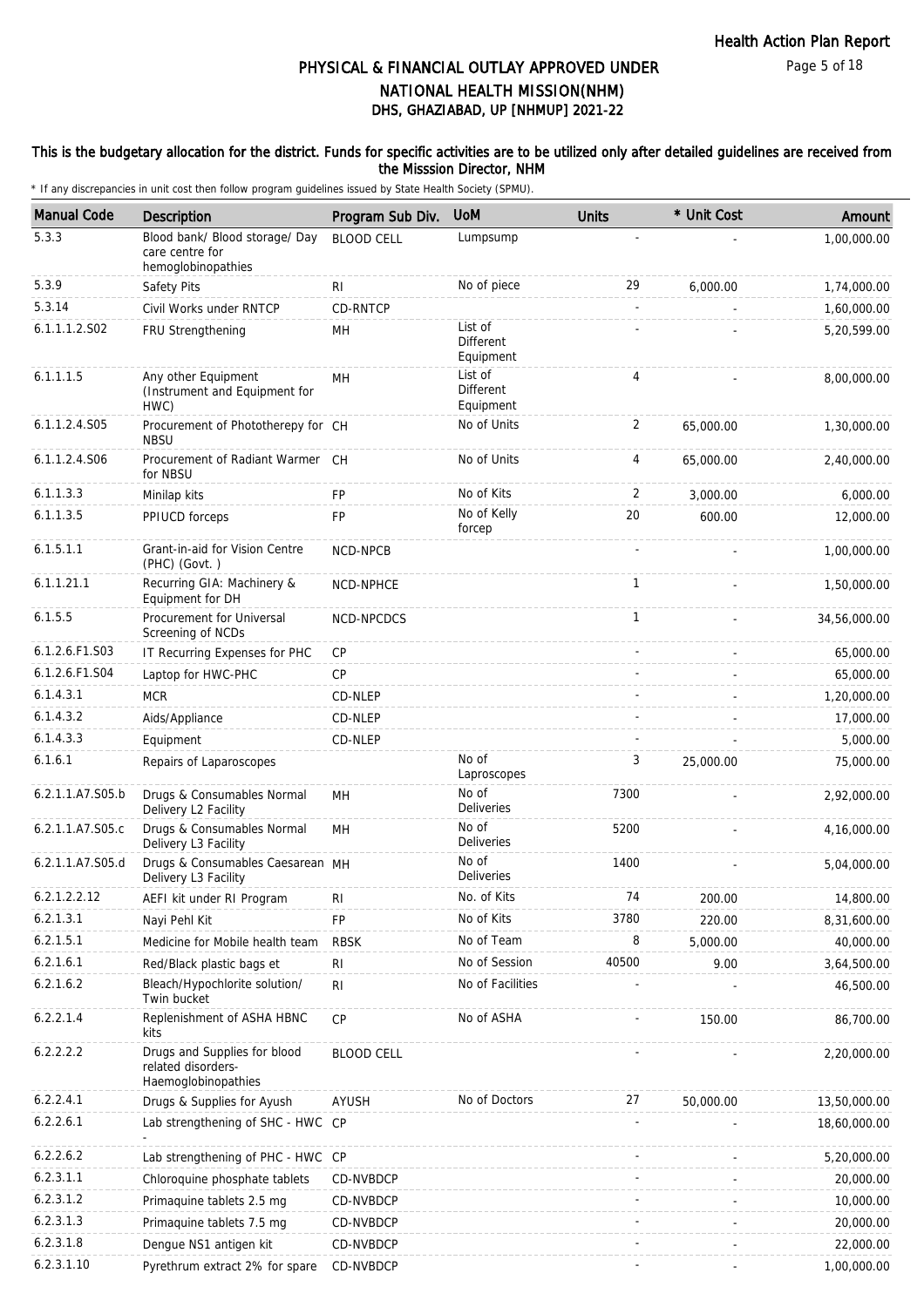# PHYSICAL & FINANCIAL OUTLAY APPROVED UNDER NATIONAL HEALTH MISSION(NHM)
## DHS, GHAZIABAD, UP [NHMUP] 2021-22

**This is the budgetary allocation for the district. Funds for specific activities are to be utilized only after detailed guidelines are received from the Misssion Director, NHM**

\* If any discrepancies in unit cost then follow program guidelines issued by State Health Society (SPMU).

| Manual Code | Description | Program Sub Div. | UoM | Units | * Unit Cost | Amount |
|---|---|---|---|---|---|---|
| 5.3.3 | Blood bank/ Blood storage/ Day care centre for hemoglobinopathies | BLOOD CELL | Lumpsump | - | - | 1,00,000.00 |
| 5.3.9 | Safety Pits | RI | No of piece | 29 | 6,000.00 | 1,74,000.00 |
| 5.3.14 | Civil Works under RNTCP | CD-RNTCP | | - | - | 1,60,000.00 |
| 6.1.1.1.2.S02 | FRU Strengthening | MH | List of Different Equipment | - | - | 5,20,599.00 |
| 6.1.1.1.5 | Any other Equipment (Instrument and Equipment for HWC) | MH | List of Different Equipment | 4 | - | 8,00,000.00 |
| 6.1.1.2.4.S05 | Procurement of Phototherepy for NBSU | CH | No of Units | 2 | 65,000.00 | 1,30,000.00 |
| 6.1.1.2.4.S06 | Procurement of Radiant Warmer for NBSU | CH | No of Units | 4 | 65,000.00 | 2,40,000.00 |
| 6.1.1.3.3 | Minilap kits | FP | No of Kits | 2 | 3,000.00 | 6,000.00 |
| 6.1.1.3.5 | PPIUCD forceps | FP | No of Kelly forcep | 20 | 600.00 | 12,000.00 |
| 6.1.5.1.1 | Grant-in-aid for Vision Centre (PHC) (Govt. ) | NCD-NPCB | | - | - | 1,00,000.00 |
| 6.1.1.21.1 | Recurring GIA: Machinery & Equipment for DH | NCD-NPHCE | | 1 | - | 1,50,000.00 |
| 6.1.5.5 | Procurement for Universal Screening of NCDs | NCD-NPCDCS | | 1 | - | 34,56,000.00 |
| 6.1.2.6.F1.S03 | IT Recurring Expenses for PHC | CP | | - | - | 65,000.00 |
| 6.1.2.6.F1.S04 | Laptop for HWC-PHC | CP | | - | - | 65,000.00 |
| 6.1.4.3.1 | MCR | CD-NLEP | | - | - | 1,20,000.00 |
| 6.1.4.3.2 | Aids/Appliance | CD-NLEP | | - | - | 17,000.00 |
| 6.1.4.3.3 | Equipment | CD-NLEP | | - | - | 5,000.00 |
| 6.1.6.1 | Repairs of Laparoscopes | | No of Laproscopes | 3 | 25,000.00 | 75,000.00 |
| 6.2.1.1.A7.S05.b | Drugs & Consumables Normal Delivery L2 Facility | MH | No of Deliveries | 7300 | - | 2,92,000.00 |
| 6.2.1.1.A7.S05.c | Drugs & Consumables Normal Delivery L3 Facility | MH | No of Deliveries | 5200 | - | 4,16,000.00 |
| 6.2.1.1.A7.S05.d | Drugs & Consumables Caesarean Delivery L3 Facility | MH | No of Deliveries | 1400 | - | 5,04,000.00 |
| 6.2.1.2.2.12 | AEFI kit under RI Program | RI | No. of Kits | 74 | 200.00 | 14,800.00 |
| 6.2.1.3.1 | Nayi Pehl Kit | FP | No of Kits | 3780 | 220.00 | 8,31,600.00 |
| 6.2.1.5.1 | Medicine for Mobile health team | RBSK | No of Team | 8 | 5,000.00 | 40,000.00 |
| 6.2.1.6.1 | Red/Black plastic bags et | RI | No of Session | 40500 | 9.00 | 3,64,500.00 |
| 6.2.1.6.2 | Bleach/Hypochlorite solution/ Twin bucket | RI | No of Facilities | - | - | 46,500.00 |
| 6.2.2.1.4 | Replenishment of ASHA HBNC kits | CP | No of ASHA | - | 150.00 | 86,700.00 |
| 6.2.2.2.2 | Drugs and Supplies for blood related disorders-Haemoglobinopathies | BLOOD CELL | | - | - | 2,20,000.00 |
| 6.2.2.4.1 | Drugs & Supplies for Ayush | AYUSH | No of Doctors | 27 | 50,000.00 | 13,50,000.00 |
| 6.2.2.6.1 | Lab strengthening of SHC - HWC - | CP | | - | - | 18,60,000.00 |
| 6.2.2.6.2 | Lab strengthening of PHC - HWC | CP | | - | - | 5,20,000.00 |
| 6.2.3.1.1 | Chloroquine phosphate tablets | CD-NVBDCP | | - | - | 20,000.00 |
| 6.2.3.1.2 | Primaquine tablets 2.5 mg | CD-NVBDCP | | - | - | 10,000.00 |
| 6.2.3.1.3 | Primaquine tablets 7.5 mg | CD-NVBDCP | | - | - | 20,000.00 |
| 6.2.3.1.8 | Dengue NS1 antigen kit | CD-NVBDCP | | - | - | 22,000.00 |
| 6.2.3.1.10 | Pyrethrum extract 2% for spare | CD-NVBDCP | | - | - | 1,00,000.00 |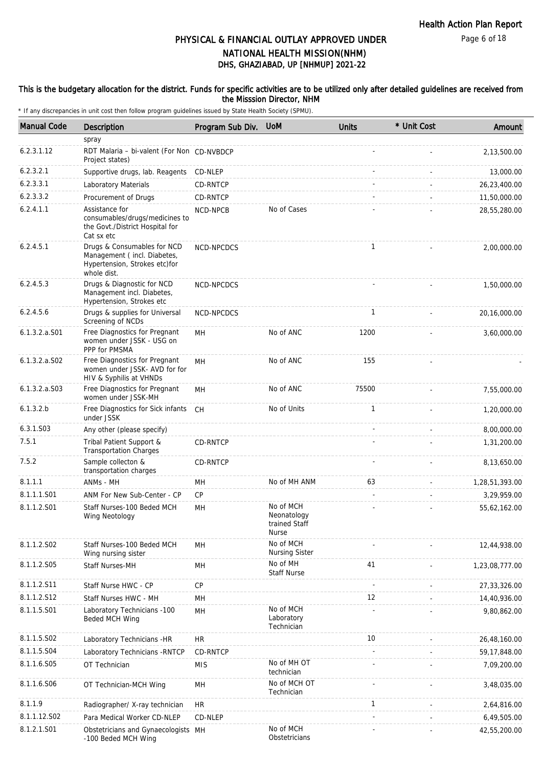# PHYSICAL & FINANCIAL OUTLAY APPROVED UNDER NATIONAL HEALTH MISSION(NHM)
## DHS, GHAZIABAD, UP [NHMUP] 2021-22

**This is the budgetary allocation for the district. Funds for specific activities are to be utilized only after detailed guidelines are received from the Misssion Director, NHM**

\* If any discrepancies in unit cost then follow program guidelines issued by State Health Society (SPMU).

| Manual Code | Description | Program Sub Div. | UoM | Units | * Unit Cost | Amount |
|---|---|---|---|---|---|---|
| | spray | | | | | |
| 6.2.3.1.12 | RDT Malaria – bi-valent (For Non Project states) | CD-NVBDCP | | - | - | 2,13,500.00 |
| 6.2.3.2.1 | Supportive drugs, lab. Reagents | CD-NLEP | | - | - | 13,000.00 |
| 6.2.3.3.1 | Laboratory Materials | CD-RNTCP | | - | - | 26,23,400.00 |
| 6.2.3.3.2 | Procurement of Drugs | CD-RNTCP | | - | - | 11,50,000.00 |
| 6.2.4.1.1 | Assistance for consumables/drugs/medicines to the Govt./District Hospital for Cat sx etc | NCD-NPCB | No of Cases | - | - | 28,55,280.00 |
| 6.2.4.5.1 | Drugs & Consumables for NCD Management ( incl. Diabetes, Hypertension, Strokes etc)for whole dist. | NCD-NPCDCS | | 1 | - | 2,00,000.00 |
| 6.2.4.5.3 | Drugs & Diagnostic for NCD Management incl. Diabetes, Hypertension, Strokes etc | NCD-NPCDCS | | - | - | 1,50,000.00 |
| 6.2.4.5.6 | Drugs & supplies for Universal Screening of NCDs | NCD-NPCDCS | | 1 | - | 20,16,000.00 |
| 6.1.3.2.a.S01 | Free Diagnostics for Pregnant women under JSSK - USG on PPP for PMSMA | MH | No of ANC | 1200 | - | 3,60,000.00 |
| 6.1.3.2.a.S02 | Free Diagnostics for Pregnant women under JSSK- AVD for for HIV & Syphilis at VHNDs | MH | No of ANC | 155 | - | - |
| 6.1.3.2.a.S03 | Free Diagnostics for Pregnant women under JSSK-MH | MH | No of ANC | 75500 | - | 7,55,000.00 |
| 6.1.3.2.b | Free Diagnostics for Sick infants under JSSK | CH | No of Units | 1 | - | 1,20,000.00 |
| 6.3.1.S03 | Any other (please specify) | | | - | - | 8,00,000.00 |
| 7.5.1 | Tribal Patient Support & Transportation Charges | CD-RNTCP | | - | - | 1,31,200.00 |
| 7.5.2 | Sample collecton & transportation charges | CD-RNTCP | | - | - | 8,13,650.00 |
| 8.1.1.1 | ANMs - MH | MH | No of MH ANM | 63 | - | 1,28,51,393.00 |
| 8.1.1.1.S01 | ANM For New Sub-Center - CP | CP | | - | - | 3,29,959.00 |
| 8.1.1.2.S01 | Staff Nurses-100 Beded MCH Wing Neotology | MH | No of MCH Neonatology trained Staff Nurse | - | - | 55,62,162.00 |
| 8.1.1.2.S02 | Staff Nurses-100 Beded MCH Wing nursing sister | MH | No of MCH Nursing Sister | - | - | 12,44,938.00 |
| 8.1.1.2.S05 | Staff Nurses-MH | MH | No of MH Staff Nurse | 41 | - | 1,23,08,777.00 |
| 8.1.1.2.S11 | Staff Nurse HWC - CP | CP | | - | - | 27,33,326.00 |
| 8.1.1.2.S12 | Staff Nurses HWC - MH | MH | | 12 | - | 14,40,936.00 |
| 8.1.1.5.S01 | Laboratory Technicians -100 Beded MCH Wing | MH | No of MCH Laboratory Technician | - | - | 9,80,862.00 |
| 8.1.1.5.S02 | Laboratory Technicians -HR | HR | | 10 | - | 26,48,160.00 |
| 8.1.1.5.S04 | Laboratory Technicians -RNTCP | CD-RNTCP | | - | - | 59,17,848.00 |
| 8.1.1.6.S05 | OT Technician | MIS | No of MH OT technician | - | - | 7,09,200.00 |
| 8.1.1.6.S06 | OT Technician-MCH Wing | MH | No of MCH OT Technician | - | - | 3,48,035.00 |
| 8.1.1.9 | Radiographer/ X-ray technician | HR | | 1 | - | 2,64,816.00 |
| 8.1.1.12.S02 | Para Medical Worker CD-NLEP | CD-NLEP | | - | - | 6,49,505.00 |
| 8.1.2.1.S01 | Obstetricians and Gynaecologists -100 Beded MCH Wing | MH | No of MCH Obstetricians | - | - | 42,55,200.00 |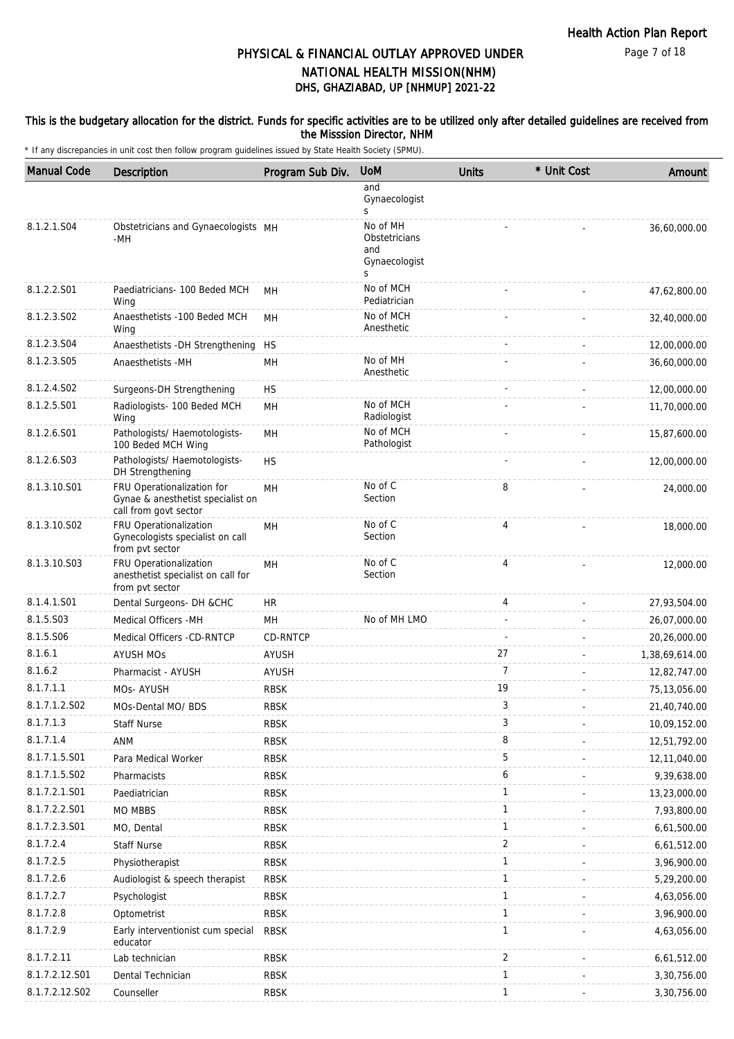# PHYSICAL & FINANCIAL OUTLAY APPROVED UNDER NATIONAL HEALTH MISSION(NHM)

## DHS, GHAZIABAD, UP [NHMUP] 2021-22

**This is the budgetary allocation for the district. Funds for specific activities are to be utilized only after detailed guidelines are received from the Misssion Director, NHM**

\* If any discrepancies in unit cost then follow program guidelines issued by State Health Society (SPMU).

| Manual Code | Description | Program Sub Div. | UoM | Units | * Unit Cost | Amount |
|---|---|---|---|---|---|---|
| | | | and Gynaecologists | | | |
| 8.1.2.1.S04 | Obstetricians and Gynaecologists -MH | MH | No of MH Obstetricians and Gynaecologists | - | - | 36,60,000.00 |
| 8.1.2.2.S01 | Paediatricians- 100 Beded MCH Wing | MH | No of MCH Pediatrician | - | - | 47,62,800.00 |
| 8.1.2.3.S02 | Anaesthetists -100 Beded MCH Wing | MH | No of MCH Anesthetic | - | - | 32,40,000.00 |
| 8.1.2.3.S04 | Anaesthetists -DH Strengthening | HS | | - | - | 12,00,000.00 |
| 8.1.2.3.S05 | Anaesthetists -MH | MH | No of MH Anesthetic | - | - | 36,60,000.00 |
| 8.1.2.4.S02 | Surgeons-DH Strengthening | HS | | - | - | 12,00,000.00 |
| 8.1.2.5.S01 | Radiologists- 100 Beded MCH Wing | MH | No of MCH Radiologist | - | - | 11,70,000.00 |
| 8.1.2.6.S01 | Pathologists/ Haemotologists- 100 Beded MCH Wing | MH | No of MCH Pathologist | - | - | 15,87,600.00 |
| 8.1.2.6.S03 | Pathologists/ Haemotologists- DH Strengthening | HS | | - | - | 12,00,000.00 |
| 8.1.3.10.S01 | FRU Operationalization for Gynae & anesthetist specialist on call from govt sector | MH | No of C Section | 8 | - | 24,000.00 |
| 8.1.3.10.S02 | FRU Operationalization Gynecologists specialist on call from pvt sector | MH | No of C Section | 4 | - | 18,000.00 |
| 8.1.3.10.S03 | FRU Operationalization anesthetist specialist on call for from pvt sector | MH | No of C Section | 4 | - | 12,000.00 |
| 8.1.4.1.S01 | Dental Surgeons- DH &CHC | HR | | 4 | - | 27,93,504.00 |
| 8.1.5.S03 | Medical Officers -MH | MH | No of MH LMO | - | - | 26,07,000.00 |
| 8.1.5.S06 | Medical Officers -CD-RNTCP | CD-RNTCP | | - | - | 20,26,000.00 |
| 8.1.6.1 | AYUSH MOs | AYUSH | | 27 | - | 1,38,69,614.00 |
| 8.1.6.2 | Pharmacist - AYUSH | AYUSH | | 7 | - | 12,82,747.00 |
| 8.1.7.1.1 | MOs- AYUSH | RBSK | | 19 | - | 75,13,056.00 |
| 8.1.7.1.2.S02 | MOs-Dental MO/ BDS | RBSK | | 3 | - | 21,40,740.00 |
| 8.1.7.1.3 | Staff Nurse | RBSK | | 3 | - | 10,09,152.00 |
| 8.1.7.1.4 | ANM | RBSK | | 8 | - | 12,51,792.00 |
| 8.1.7.1.5.S01 | Para Medical Worker | RBSK | | 5 | - | 12,11,040.00 |
| 8.1.7.1.5.S02 | Pharmacists | RBSK | | 6 | - | 9,39,638.00 |
| 8.1.7.2.1.S01 | Paediatrician | RBSK | | 1 | - | 13,23,000.00 |
| 8.1.7.2.2.S01 | MO MBBS | RBSK | | 1 | - | 7,93,800.00 |
| 8.1.7.2.3.S01 | MO, Dental | RBSK | | 1 | - | 6,61,500.00 |
| 8.1.7.2.4 | Staff Nurse | RBSK | | 2 | - | 6,61,512.00 |
| 8.1.7.2.5 | Physiotherapist | RBSK | | 1 | - | 3,96,900.00 |
| 8.1.7.2.6 | Audiologist & speech therapist | RBSK | | 1 | - | 5,29,200.00 |
| 8.1.7.2.7 | Psychologist | RBSK | | 1 | - | 4,63,056.00 |
| 8.1.7.2.8 | Optometrist | RBSK | | 1 | - | 3,96,900.00 |
| 8.1.7.2.9 | Early interventionist cum special educator | RBSK | | 1 | - | 4,63,056.00 |
| 8.1.7.2.11 | Lab technician | RBSK | | 2 | - | 6,61,512.00 |
| 8.1.7.2.12.S01 | Dental Technician | RBSK | | 1 | - | 3,30,756.00 |
| 8.1.7.2.12.S02 | Counseller | RBSK | | 1 | - | 3,30,756.00 |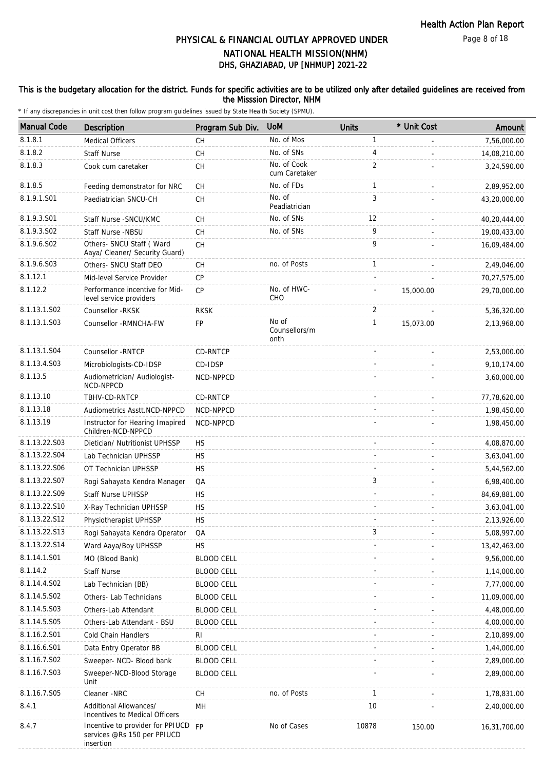# PHYSICAL & FINANCIAL OUTLAY APPROVED UNDER NATIONAL HEALTH MISSION(NHM)

## DHS, GHAZIABAD, UP [NHMUP] 2021-22

Health Action Plan Report

**This is the budgetary allocation for the district. Funds for specific activities are to be utilized only after detailed guidelines are received from the Misssion Director, NHM**

\* If any discrepancies in unit cost then follow program guidelines issued by State Health Society (SPMU).

| Manual Code | Description | Program Sub Div. | UoM | Units | * Unit Cost | Amount |
|---|---|---|---|---|---|---|
| 8.1.8.1 | Medical Officers | CH | No. of Mos | 1 | - | 7,56,000.00 |
| 8.1.8.2 | Staff Nurse | CH | No. of SNs | 4 | - | 14,08,210.00 |
| 8.1.8.3 | Cook cum caretaker | CH | No. of Cook cum Caretaker | 2 | - | 3,24,590.00 |
| 8.1.8.5 | Feeding demonstrator for NRC | CH | No. of FDs | 1 | - | 2,89,952.00 |
| 8.1.9.1.S01 | Paediatrician SNCU-CH | CH | No. of Peadiatrician | 3 | - | 43,20,000.00 |
| 8.1.9.3.S01 | Staff Nurse -SNCU/KMC | CH | No. of SNs | 12 | - | 40,20,444.00 |
| 8.1.9.3.S02 | Staff Nurse -NBSU | CH | No. of SNs | 9 | - | 19,00,433.00 |
| 8.1.9.6.S02 | Others- SNCU Staff ( Ward Aaya/ Cleaner/ Security Guard) | CH | | 9 | - | 16,09,484.00 |
| 8.1.9.6.S03 | Others- SNCU Staff DEO | CH | no. of Posts | 1 | - | 2,49,046.00 |
| 8.1.12.1 | Mid-level Service Provider | CP | | - | - | 70,27,575.00 |
| 8.1.12.2 | Performance incentive for Mid-level service providers | CP | No. of HWC-CHO | - | 15,000.00 | 29,70,000.00 |
| 8.1.13.1.S02 | Counsellor -RKSK | RKSK | | 2 | - | 5,36,320.00 |
| 8.1.13.1.S03 | Counsellor -RMNCHA-FW | FP | No of Counsellors/month | 1 | 15,073.00 | 2,13,968.00 |
| 8.1.13.1.S04 | Counsellor -RNTCP | CD-RNTCP | | - | - | 2,53,000.00 |
| 8.1.13.4.S03 | Microbiologists-CD-IDSP | CD-IDSP | | - | - | 9,10,174.00 |
| 8.1.13.5 | Audiometrician/ Audiologist-NCD-NPPCD | NCD-NPPCD | | - | - | 3,60,000.00 |
| 8.1.13.10 | TBHV-CD-RNTCP | CD-RNTCP | | - | - | 77,78,620.00 |
| 8.1.13.18 | Audiometrics Asstt.NCD-NPPCD | NCD-NPPCD | | - | - | 1,98,450.00 |
| 8.1.13.19 | Instructor for Hearing Imapired Children-NCD-NPPCD | NCD-NPPCD | | - | - | 1,98,450.00 |
| 8.1.13.22.S03 | Dietician/ Nutritionist UPHSSP | HS | | - | - | 4,08,870.00 |
| 8.1.13.22.S04 | Lab Technician UPHSSP | HS | | - | - | 3,63,041.00 |
| 8.1.13.22.S06 | OT Technician UPHSSP | HS | | - | - | 5,44,562.00 |
| 8.1.13.22.S07 | Rogi Sahayata Kendra Manager | QA | | 3 | - | 6,98,400.00 |
| 8.1.13.22.S09 | Staff Nurse UPHSSP | HS | | - | - | 84,69,881.00 |
| 8.1.13.22.S10 | X-Ray Technician UPHSSP | HS | | - | - | 3,63,041.00 |
| 8.1.13.22.S12 | Physiotherapist UPHSSP | HS | | - | - | 2,13,926.00 |
| 8.1.13.22.S13 | Rogi Sahayata Kendra Operator | QA | | 3 | - | 5,08,997.00 |
| 8.1.13.22.S14 | Ward Aaya/Boy UPHSSP | HS | | - | - | 13,42,463.00 |
| 8.1.14.1.S01 | MO (Blood Bank) | BLOOD CELL | | - | - | 9,56,000.00 |
| 8.1.14.2 | Staff Nurse | BLOOD CELL | | - | - | 1,14,000.00 |
| 8.1.14.4.S02 | Lab Technician (BB) | BLOOD CELL | | - | - | 7,77,000.00 |
| 8.1.14.5.S02 | Others- Lab Technicians | BLOOD CELL | | - | - | 11,09,000.00 |
| 8.1.14.5.S03 | Others-Lab Attendant | BLOOD CELL | | - | - | 4,48,000.00 |
| 8.1.14.5.S05 | Others-Lab Attendant - BSU | BLOOD CELL | | - | - | 4,00,000.00 |
| 8.1.16.2.S01 | Cold Chain Handlers | RI | | - | - | 2,10,899.00 |
| 8.1.16.6.S01 | Data Entry Operator BB | BLOOD CELL | | - | - | 1,44,000.00 |
| 8.1.16.7.S02 | Sweeper- NCD- Blood bank | BLOOD CELL | | - | - | 2,89,000.00 |
| 8.1.16.7.S03 | Sweeper-NCD-Blood Storage Unit | BLOOD CELL | | - | - | 2,89,000.00 |
| 8.1.16.7.S05 | Cleaner -NRC | CH | no. of Posts | 1 | - | 1,78,831.00 |
| 8.4.1 | Additional Allowances/ Incentives to Medical Officers | MH | | 10 | - | 2,40,000.00 |
| 8.4.7 | Incentive to provider for PPIUCD services @Rs 150 per PPIUCD insertion | FP | No of Cases | 10878 | 150.00 | 16,31,700.00 |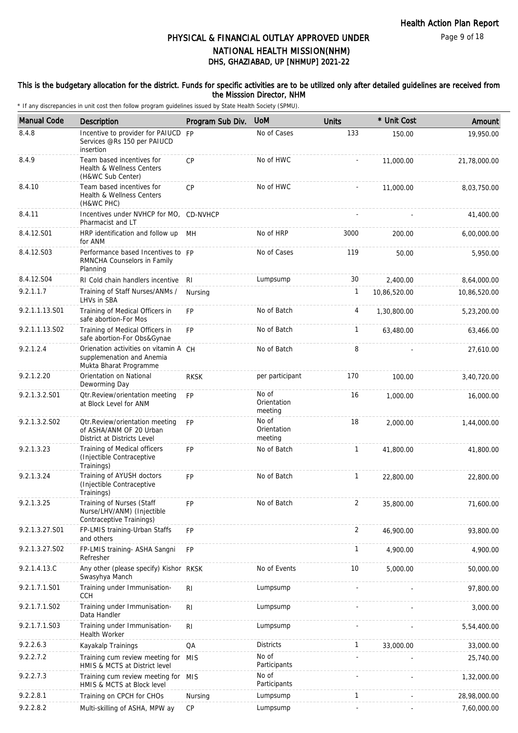# PHYSICAL & FINANCIAL OUTLAY APPROVED UNDER NATIONAL HEALTH MISSION(NHM)
## DHS, GHAZIABAD, UP [NHMUP] 2021-22

**This is the budgetary allocation for the district. Funds for specific activities are to be utilized only after detailed guidelines are received from the Misssion Director, NHM**

\* If any discrepancies in unit cost then follow program guidelines issued by State Health Society (SPMU).

| Manual Code | Description | Program Sub Div. | UoM | Units | * Unit Cost | Amount |
|---|---|---|---|---|---|---|
| 8.4.8 | Incentive to provider for PAIUCD Services @Rs 150 per PAIUCD insertion | FP | No of Cases | 133 | 150.00 | 19,950.00 |
| 8.4.9 | Team based incentives for Health & Wellness Centers (H&WC Sub Center) | CP | No of HWC | - | 11,000.00 | 21,78,000.00 |
| 8.4.10 | Team based incentives for Health & Wellness Centers (H&WC PHC) | CP | No of HWC | - | 11,000.00 | 8,03,750.00 |
| 8.4.11 | Incentives under NVHCP for MO, Pharmacist and LT | CD-NVHCP | | - | - | 41,400.00 |
| 8.4.12.S01 | HRP identification and follow up for ANM | MH | No of HRP | 3000 | 200.00 | 6,00,000.00 |
| 8.4.12.S03 | Performance based Incentives to RMNCHA Counselors in Family Planning | FP | No of Cases | 119 | 50.00 | 5,950.00 |
| 8.4.12.S04 | RI Cold chain handlers incentive | RI | Lumpsump | 30 | 2,400.00 | 8,64,000.00 |
| 9.2.1.1.7 | Training of Staff Nurses/ANMs / LHVs in SBA | Nursing | | 1 | 10,86,520.00 | 10,86,520.00 |
| 9.2.1.1.13.S01 | Training of Medical Officers in safe abortion-For Mos | FP | No of Batch | 4 | 1,30,800.00 | 5,23,200.00 |
| 9.2.1.1.13.S02 | Training of Medical Officers in safe abortion-For Obs&Gynae | FP | No of Batch | 1 | 63,480.00 | 63,466.00 |
| 9.2.1.2.4 | Orienation activities on vitamin A supplemenation and Anemia Mukta Bharat Programme | CH | No of Batch | 8 | - | 27,610.00 |
| 9.2.1.2.20 | Orientation on National Deworming Day | RKSK | per participant | 170 | 100.00 | 3,40,720.00 |
| 9.2.1.3.2.S01 | Qtr.Review/orientation meeting at Block Level for ANM | FP | No of Orientation meeting | 16 | 1,000.00 | 16,000.00 |
| 9.2.1.3.2.S02 | Qtr.Review/orientation meeting of ASHA/ANM OF 20 Urban District at Districts Level | FP | No of Orientation meeting | 18 | 2,000.00 | 1,44,000.00 |
| 9.2.1.3.23 | Training of Medical officers (Injectible Contraceptive Trainings) | FP | No of Batch | 1 | 41,800.00 | 41,800.00 |
| 9.2.1.3.24 | Training of AYUSH doctors (Injectible Contraceptive Trainings) | FP | No of Batch | 1 | 22,800.00 | 22,800.00 |
| 9.2.1.3.25 | Training of Nurses (Staff Nurse/LHV/ANM) (Injectible Contraceptive Trainings) | FP | No of Batch | 2 | 35,800.00 | 71,600.00 |
| 9.2.1.3.27.S01 | FP-LMIS training-Urban Staffs and others | FP | | 2 | 46,900.00 | 93,800.00 |
| 9.2.1.3.27.S02 | FP-LMIS training- ASHA Sangni Refresher | FP | | 1 | 4,900.00 | 4,900.00 |
| 9.2.1.4.13.C | Any other (please specify) Kishor Swasyhya Manch | RKSK | No of Events | 10 | 5,000.00 | 50,000.00 |
| 9.2.1.7.1.S01 | Training under Immunisation-CCH | RI | Lumpsump | - | - | 97,800.00 |
| 9.2.1.7.1.S02 | Training under Immunisation-Data Handler | RI | Lumpsump | - | - | 3,000.00 |
| 9.2.1.7.1.S03 | Training under Immunisation-Health Worker | RI | Lumpsump | - | - | 5,54,400.00 |
| 9.2.2.6.3 | Kayakalp Trainings | QA | Districts | 1 | 33,000.00 | 33,000.00 |
| 9.2.2.7.2 | Training cum review meeting for HMIS & MCTS at District level | MIS | No of Participants | - | - | 25,740.00 |
| 9.2.2.7.3 | Training cum review meeting for HMIS & MCTS at Block level | MIS | No of Participants | - | - | 1,32,000.00 |
| 9.2.2.8.1 | Training on CPCH for CHOs | Nursing | Lumpsump | 1 | - | 28,98,000.00 |
| 9.2.2.8.2 | Multi-skilling of ASHA, MPW ay | CP | Lumpsump | - | - | 7,60,000.00 |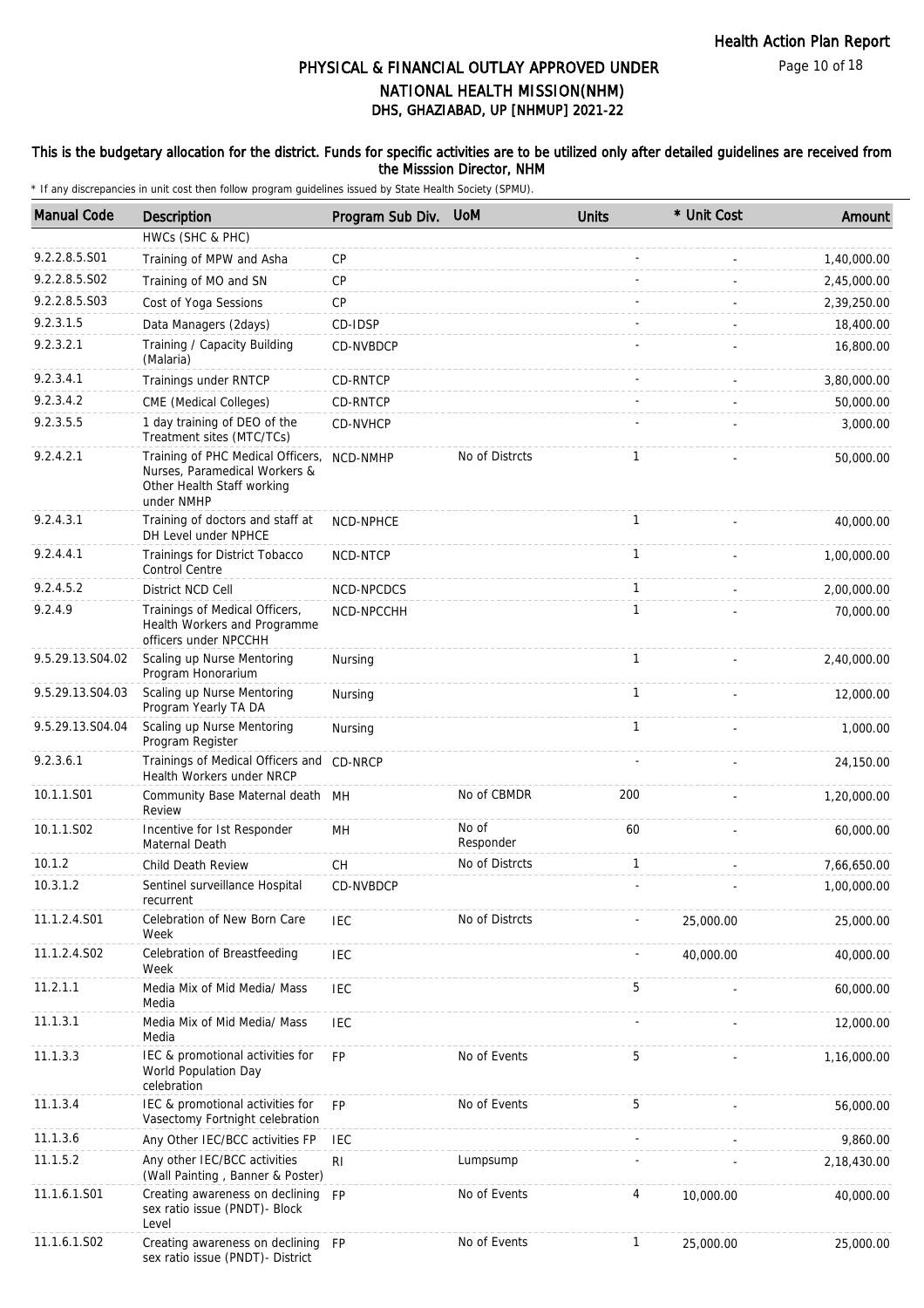# PHYSICAL & FINANCIAL OUTLAY APPROVED UNDER NATIONAL HEALTH MISSION(NHM)
## DHS, GHAZIABAD, UP [NHMUP] 2021-22

**This is the budgetary allocation for the district. Funds for specific activities are to be utilized only after detailed guidelines are received from the Misssion Director, NHM**

\* If any discrepancies in unit cost then follow program guidelines issued by State Health Society (SPMU).

| Manual Code | Description | Program Sub Div. | UoM | Units | * Unit Cost | Amount |
|---|---|---|---|---|---|---|
| | HWCs (SHC & PHC) | | | | | |
| 9.2.2.8.5.S01 | Training of MPW and Asha | CP | | - | - | 1,40,000.00 |
| 9.2.2.8.5.S02 | Training of MO and SN | CP | | - | - | 2,45,000.00 |
| 9.2.2.8.5.S03 | Cost of Yoga Sessions | CP | | - | - | 2,39,250.00 |
| 9.2.3.1.5 | Data Managers (2days) | CD-IDSP | | - | - | 18,400.00 |
| 9.2.3.2.1 | Training / Capacity Building (Malaria) | CD-NVBDCP | | - | - | 16,800.00 |
| 9.2.3.4.1 | Trainings under RNTCP | CD-RNTCP | | - | - | 3,80,000.00 |
| 9.2.3.4.2 | CME (Medical Colleges) | CD-RNTCP | | - | - | 50,000.00 |
| 9.2.3.5.5 | 1 day training of DEO of the Treatment sites (MTC/TCs) | CD-NVHCP | | - | - | 3,000.00 |
| 9.2.4.2.1 | Training of PHC Medical Officers, Nurses, Paramedical Workers & Other Health Staff working under NMHP | NCD-NMHP | No of Distrcts | 1 | - | 50,000.00 |
| 9.2.4.3.1 | Training of doctors and staff at DH Level under NPHCE | NCD-NPHCE | | 1 | - | 40,000.00 |
| 9.2.4.4.1 | Trainings for District Tobacco Control Centre | NCD-NTCP | | 1 | - | 1,00,000.00 |
| 9.2.4.5.2 | District NCD Cell | NCD-NPCDCS | | 1 | - | 2,00,000.00 |
| 9.2.4.9 | Trainings of Medical Officers, Health Workers and Programme officers under NPCCHH | NCD-NPCCHH | | 1 | - | 70,000.00 |
| 9.5.29.13.S04.02 | Scaling up Nurse Mentoring Program Honorarium | Nursing | | 1 | - | 2,40,000.00 |
| 9.5.29.13.S04.03 | Scaling up Nurse Mentoring Program Yearly TA DA | Nursing | | 1 | - | 12,000.00 |
| 9.5.29.13.S04.04 | Scaling up Nurse Mentoring Program Register | Nursing | | 1 | - | 1,000.00 |
| 9.2.3.6.1 | Trainings of Medical Officers and Health Workers under NRCP | CD-NRCP | | - | - | 24,150.00 |
| 10.1.1.S01 | Community Base Maternal death Review | MH | No of CBMDR | 200 | - | 1,20,000.00 |
| 10.1.1.S02 | Incentive for Ist Responder Maternal Death | MH | No of Responder | 60 | - | 60,000.00 |
| 10.1.2 | Child Death Review | CH | No of Distrcts | 1 | - | 7,66,650.00 |
| 10.3.1.2 | Sentinel surveillance Hospital recurrent | CD-NVBDCP | | - | - | 1,00,000.00 |
| 11.1.2.4.S01 | Celebration of New Born Care Week | IEC | No of Distrcts | - | 25,000.00 | 25,000.00 |
| 11.1.2.4.S02 | Celebration of Breastfeeding Week | IEC | | - | 40,000.00 | 40,000.00 |
| 11.2.1.1 | Media Mix of Mid Media/ Mass Media | IEC | | 5 | - | 60,000.00 |
| 11.1.3.1 | Media Mix of Mid Media/ Mass Media | IEC | | - | - | 12,000.00 |
| 11.1.3.3 | IEC & promotional activities for World Population Day celebration | FP | No of Events | 5 | - | 1,16,000.00 |
| 11.1.3.4 | IEC & promotional activities for Vasectomy Fortnight celebration | FP | No of Events | 5 | - | 56,000.00 |
| 11.1.3.6 | Any Other IEC/BCC activities FP | IEC | | - | - | 9,860.00 |
| 11.1.5.2 | Any other IEC/BCC activities (Wall Painting , Banner & Poster) | RI | Lumpsump | - | - | 2,18,430.00 |
| 11.1.6.1.S01 | Creating awareness on declining sex ratio issue (PNDT)- Block Level | FP | No of Events | 4 | 10,000.00 | 40,000.00 |
| 11.1.6.1.S02 | Creating awareness on declining sex ratio issue (PNDT)- District | FP | No of Events | 1 | 25,000.00 | 25,000.00 |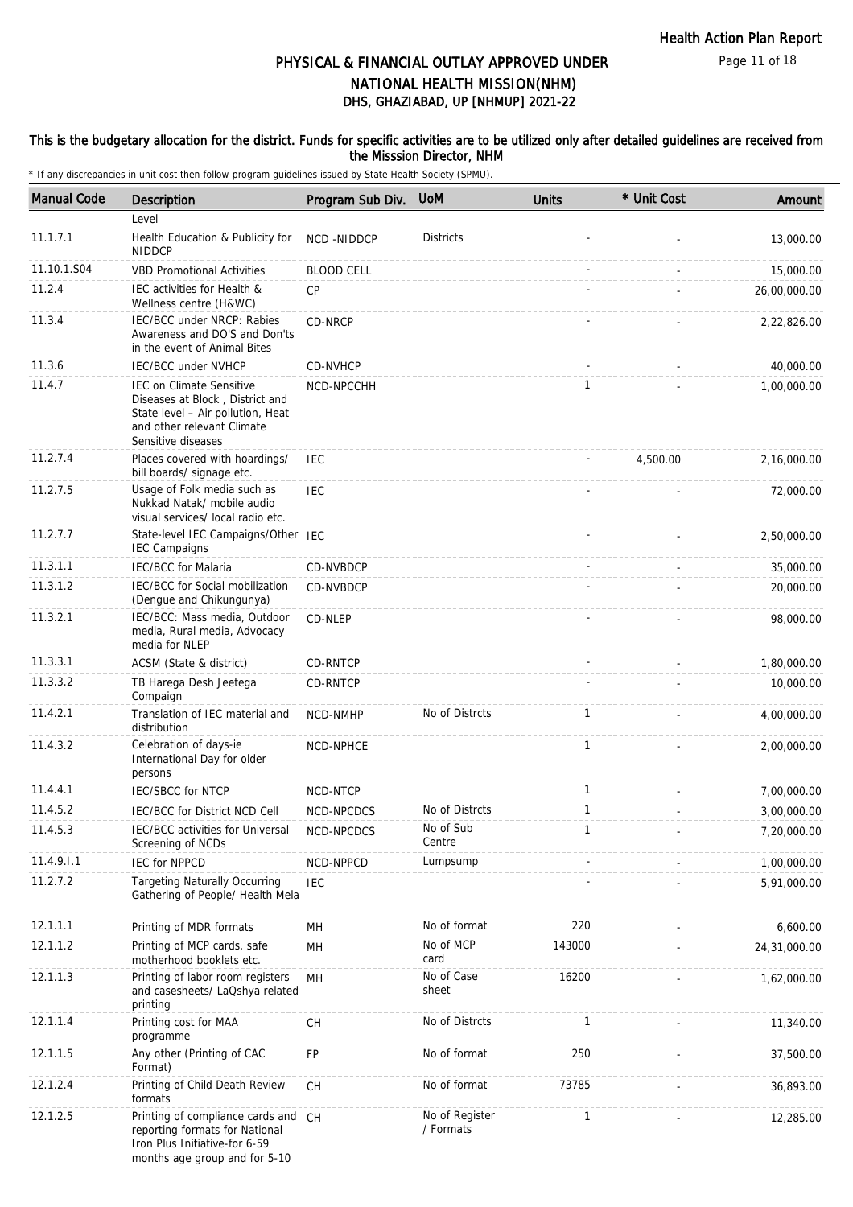# PHYSICAL & FINANCIAL OUTLAY APPROVED UNDER NATIONAL HEALTH MISSION(NHM)
## DHS, GHAZIABAD, UP [NHMUP] 2021-22

**This is the budgetary allocation for the district. Funds for specific activities are to be utilized only after detailed guidelines are received from the Misssion Director, NHM**

\* If any discrepancies in unit cost then follow program guidelines issued by State Health Society (SPMU).

| Manual Code | Description | Program Sub Div. | UoM | Units | * Unit Cost | Amount |
|---|---|---|---|---|---|---|
| | Level | | | | | |
| 11.1.7.1 | Health Education & Publicity for NIDDCP | NCD -NIDDCP | Districts | - | - | 13,000.00 |
| 11.10.1.S04 | VBD Promotional Activities | BLOOD CELL | | - | - | 15,000.00 |
| 11.2.4 | IEC activities for Health & Wellness centre (H&WC) | CP | | - | - | 26,00,000.00 |
| 11.3.4 | IEC/BCC under NRCP: Rabies Awareness and DO'S and Don'ts in the event of Animal Bites | CD-NRCP | | - | - | 2,22,826.00 |
| 11.3.6 | IEC/BCC under NVHCP | CD-NVHCP | | - | - | 40,000.00 |
| 11.4.7 | IEC on Climate Sensitive Diseases at Block , District and State level – Air pollution, Heat and other relevant Climate Sensitive diseases | NCD-NPCCHH | | 1 | - | 1,00,000.00 |
| 11.2.7.4 | Places covered with hoardings/ bill boards/ signage etc. | IEC | | - | 4,500.00 | 2,16,000.00 |
| 11.2.7.5 | Usage of Folk media such as Nukkad Natak/ mobile audio visual services/ local radio etc. | IEC | | - | - | 72,000.00 |
| 11.2.7.7 | State-level IEC Campaigns/Other IEC Campaigns | IEC | | - | - | 2,50,000.00 |
| 11.3.1.1 | IEC/BCC for Malaria | CD-NVBDCP | | - | - | 35,000.00 |
| 11.3.1.2 | IEC/BCC for Social mobilization (Dengue and Chikungunya) | CD-NVBDCP | | - | - | 20,000.00 |
| 11.3.2.1 | IEC/BCC: Mass media, Outdoor media, Rural media, Advocacy media for NLEP | CD-NLEP | | - | - | 98,000.00 |
| 11.3.3.1 | ACSM (State & district) | CD-RNTCP | | - | - | 1,80,000.00 |
| 11.3.3.2 | TB Harega Desh Jeetega Compaign | CD-RNTCP | | - | - | 10,000.00 |
| 11.4.2.1 | Translation of IEC material and distribution | NCD-NMHP | No of Distrcts | 1 | - | 4,00,000.00 |
| 11.4.3.2 | Celebration of days-ie International Day for older persons | NCD-NPHCE | | 1 | - | 2,00,000.00 |
| 11.4.4.1 | IEC/SBCC for NTCP | NCD-NTCP | | 1 | - | 7,00,000.00 |
| 11.4.5.2 | IEC/BCC for District NCD Cell | NCD-NPCDCS | No of Distrcts | 1 | - | 3,00,000.00 |
| 11.4.5.3 | IEC/BCC activities for Universal Screening of NCDs | NCD-NPCDCS | No of Sub Centre | 1 | - | 7,20,000.00 |
| 11.4.9.I.1 | IEC for NPPCD | NCD-NPPCD | Lumpsump | - | - | 1,00,000.00 |
| 11.2.7.2 | Targeting Naturally Occurring Gathering of People/ Health Mela | IEC | | - | - | 5,91,000.00 |
| 12.1.1.1 | Printing of MDR formats | MH | No of format | 220 | - | 6,600.00 |
| 12.1.1.2 | Printing of MCP cards, safe motherhood booklets etc. | MH | No of MCP card | 143000 | - | 24,31,000.00 |
| 12.1.1.3 | Printing of labor room registers and casesheets/ LaQshya related printing | MH | No of Case sheet | 16200 | - | 1,62,000.00 |
| 12.1.1.4 | Printing cost for MAA programme | CH | No of Distrcts | 1 | - | 11,340.00 |
| 12.1.1.5 | Any other (Printing of CAC Format) | FP | No of format | 250 | - | 37,500.00 |
| 12.1.2.4 | Printing of Child Death Review formats | CH | No of format | 73785 | - | 36,893.00 |
| 12.1.2.5 | Printing of compliance cards and reporting formats for National Iron Plus Initiative-for 6-59 months age group and for 5-10 | CH | No of Register / Formats | 1 | - | 12,285.00 |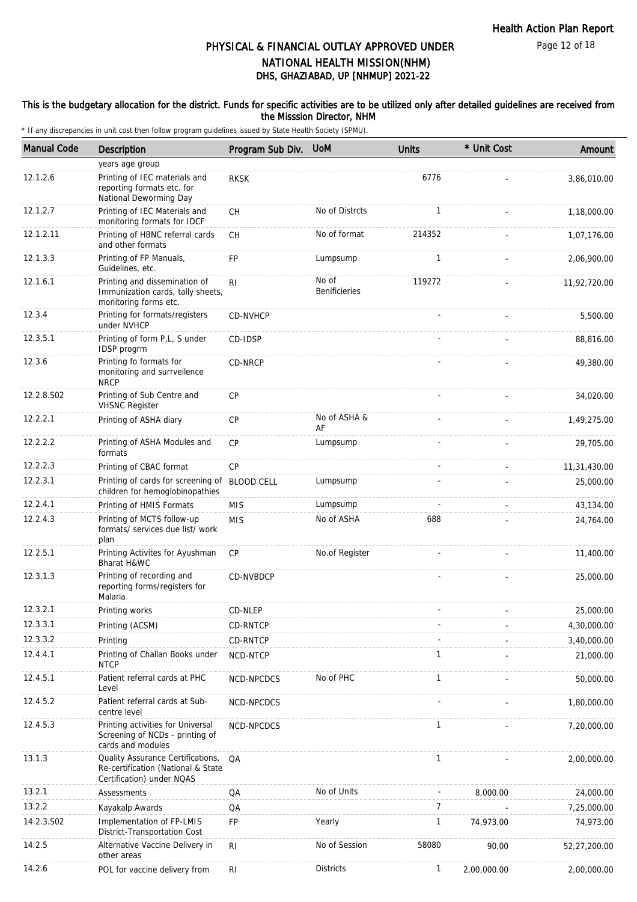# PHYSICAL & FINANCIAL OUTLAY APPROVED UNDER NATIONAL HEALTH MISSION(NHM)
## DHS, GHAZIABAD, UP [NHMUP] 2021-22

**This is the budgetary allocation for the district. Funds for specific activities are to be utilized only after detailed guidelines are received from the Misssion Director, NHM**

* If any discrepancies in unit cost then follow program guidelines issued by State Health Society (SPMU).

| Manual Code | Description | Program Sub Div. | UoM | Units | * Unit Cost | Amount |
|---|---|---|---|---|---|---|
| | years age group | | | | | |
| 12.1.2.6 | Printing of IEC materials and reporting formats etc. for National Deworming Day | RKSK | | 6776 | - | 3,86,010.00 |
| 12.1.2.7 | Printing of IEC Materials and monitoring formats for IDCF | CH | No of Distrcts | 1 | - | 1,18,000.00 |
| 12.1.2.11 | Printing of HBNC referral cards and other formats | CH | No of format | 214352 | - | 1,07,176.00 |
| 12.1.3.3 | Printing of FP Manuals, Guidelines, etc. | FP | Lumpsump | 1 | - | 2,06,900.00 |
| 12.1.6.1 | Printing and dissemination of Immunization cards, tally sheets, monitoring forms etc. | RI | No of Benificieries | 119272 | - | 11,92,720.00 |
| 12.3.4 | Printing for formats/registers under NVHCP | CD-NVHCP | | - | - | 5,500.00 |
| 12.3.5.1 | Printing of form P,L, S under IDSP progrm | CD-IDSP | | - | - | 88,816.00 |
| 12.3.6 | Printing fo formats for monitoring and surrveilence NRCP | CD-NRCP | | - | - | 49,380.00 |
| 12.2.8.S02 | Printing of Sub Centre and VHSNC Register | CP | | - | - | 34,020.00 |
| 12.2.2.1 | Printing of ASHA diary | CP | No of ASHA & AF | - | - | 1,49,275.00 |
| 12.2.2.2 | Printing of ASHA Modules and formats | CP | Lumpsump | - | - | 29,705.00 |
| 12.2.2.3 | Printing of CBAC format | CP | | - | - | 11,31,430.00 |
| 12.2.3.1 | Printing of cards for screening of children for hemoglobinopathies | BLOOD CELL | Lumpsump | - | - | 25,000.00 |
| 12.2.4.1 | Printing of HMIS Formats | MIS | Lumpsump | - | - | 43,134.00 |
| 12.2.4.3 | Printing of MCTS follow-up formats/ services due list/ work plan | MIS | No of ASHA | 688 | - | 24,764.00 |
| 12.2.5.1 | Printing Activites for Ayushman Bharat H&WC | CP | No.of Register | - | - | 11,400.00 |
| 12.3.1.3 | Printing of recording and reporting forms/registers for Malaria | CD-NVBDCP | | - | - | 25,000.00 |
| 12.3.2.1 | Printing works | CD-NLEP | | - | - | 25,000.00 |
| 12.3.3.1 | Printing (ACSM) | CD-RNTCP | | - | - | 4,30,000.00 |
| 12.3.3.2 | Printing | CD-RNTCP | | - | - | 3,40,000.00 |
| 12.4.4.1 | Printing of Challan Books under NTCP | NCD-NTCP | | 1 | - | 21,000.00 |
| 12.4.5.1 | Patient referral cards at PHC Level | NCD-NPCDCS | No of PHC | 1 | - | 50,000.00 |
| 12.4.5.2 | Patient referral cards at Sub-centre level | NCD-NPCDCS | | - | - | 1,80,000.00 |
| 12.4.5.3 | Printing activities for Universal Screening of NCDs - printing of cards and modules | NCD-NPCDCS | | 1 | - | 7,20,000.00 |
| 13.1.3 | Quality Assurance Certifications, Re-certification (National & State Certification) under NQAS | QA | | 1 | - | 2,00,000.00 |
| 13.2.1 | Assessments | QA | No of Units | - | 8,000.00 | 24,000.00 |
| 13.2.2 | Kayakalp Awards | QA | | 7 | - | 7,25,000.00 |
| 14.2.3.S02 | Implementation of FP-LMIS District-Transportation Cost | FP | Yearly | 1 | 74,973.00 | 74,973.00 |
| 14.2.5 | Alternative Vaccine Delivery in other areas | RI | No of Session | 58080 | 90.00 | 52,27,200.00 |
| 14.2.6 | POL for vaccine delivery from | RI | Districts | 1 | 2,00,000.00 | 2,00,000.00 |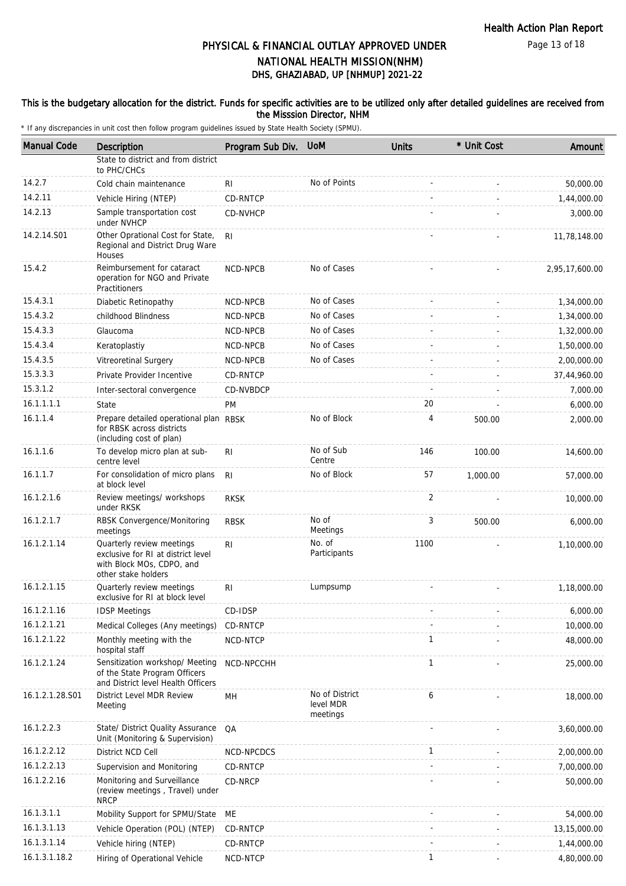# PHYSICAL & FINANCIAL OUTLAY APPROVED UNDER NATIONAL HEALTH MISSION(NHM)
## DHS, GHAZIABAD, UP [NHMUP] 2021-22

**This is the budgetary allocation for the district. Funds for specific activities are to be utilized only after detailed guidelines are received from the Misssion Director, NHM**

\* If any discrepancies in unit cost then follow program guidelines issued by State Health Society (SPMU).

| Manual Code | Description | Program Sub Div. | UoM | Units | * Unit Cost | Amount |
|---|---|---|---|---|---|---|
| | State to district and from district to PHC/CHCs | | | | | |
| 14.2.7 | Cold chain maintenance | RI | No of Points | - | - | 50,000.00 |
| 14.2.11 | Vehicle Hiring (NTEP) | CD-RNTCP | | - | - | 1,44,000.00 |
| 14.2.13 | Sample transportation cost under NVHCP | CD-NVHCP | | - | - | 3,000.00 |
| 14.2.14.S01 | Other Oprational Cost for State, Regional and District Drug Ware Houses | RI | | - | - | 11,78,148.00 |
| 15.4.2 | Reimbursement for cataract operation for NGO and Private Practitioners | NCD-NPCB | No of Cases | - | - | 2,95,17,600.00 |
| 15.4.3.1 | Diabetic Retinopathy | NCD-NPCB | No of Cases | - | - | 1,34,000.00 |
| 15.4.3.2 | childhood Blindness | NCD-NPCB | No of Cases | - | - | 1,34,000.00 |
| 15.4.3.3 | Glaucoma | NCD-NPCB | No of Cases | - | - | 1,32,000.00 |
| 15.4.3.4 | Keratoplastiy | NCD-NPCB | No of Cases | - | - | 1,50,000.00 |
| 15.4.3.5 | Vitreoretinal Surgery | NCD-NPCB | No of Cases | - | - | 2,00,000.00 |
| 15.3.3.3 | Private Provider Incentive | CD-RNTCP | | - | - | 37,44,960.00 |
| 15.3.1.2 | Inter-sectoral convergence | CD-NVBDCP | | - | - | 7,000.00 |
| 16.1.1.1.1 | State | PM | | 20 | - | 6,000.00 |
| 16.1.1.4 | Prepare detailed operational plan for RBSK across districts (including cost of plan) | RBSK | No of Block | 4 | 500.00 | 2,000.00 |
| 16.1.1.6 | To develop micro plan at sub-centre level | RI | No of Sub Centre | 146 | 100.00 | 14,600.00 |
| 16.1.1.7 | For consolidation of micro plans at block level | RI | No of Block | 57 | 1,000.00 | 57,000.00 |
| 16.1.2.1.6 | Review meetings/ workshops under RKSK | RKSK | | 2 | - | 10,000.00 |
| 16.1.2.1.7 | RBSK Convergence/Monitoring meetings | RBSK | No of Meetings | 3 | 500.00 | 6,000.00 |
| 16.1.2.1.14 | Quarterly review meetings exclusive for RI at district level with Block MOs, CDPO, and other stake holders | RI | No. of Participants | 1100 | - | 1,10,000.00 |
| 16.1.2.1.15 | Quarterly review meetings exclusive for RI at block level | RI | Lumpsump | - | - | 1,18,000.00 |
| 16.1.2.1.16 | IDSP Meetings | CD-IDSP | | - | - | 6,000.00 |
| 16.1.2.1.21 | Medical Colleges (Any meetings) | CD-RNTCP | | - | - | 10,000.00 |
| 16.1.2.1.22 | Monthly meeting with the hospital staff | NCD-NTCP | | 1 | - | 48,000.00 |
| 16.1.2.1.24 | Sensitization workshop/ Meeting of the State Program Officers and District level Health Officers | NCD-NPCCHH | | 1 | - | 25,000.00 |
| 16.1.2.1.28.S01 | District Level MDR Review Meeting | MH | No of District level MDR meetings | 6 | - | 18,000.00 |
| 16.1.2.2.3 | State/ District Quality Assurance Unit (Monitoring & Supervision) | QA | | - | - | 3,60,000.00 |
| 16.1.2.2.12 | District NCD Cell | NCD-NPCDCS | | 1 | - | 2,00,000.00 |
| 16.1.2.2.13 | Supervision and Monitoring | CD-RNTCP | | - | - | 7,00,000.00 |
| 16.1.2.2.16 | Monitoring and Surveillance (review meetings , Travel) under NRCP | CD-NRCP | | - | - | 50,000.00 |
| 16.1.3.1.1 | Mobility Support for SPMU/State | ME | | - | - | 54,000.00 |
| 16.1.3.1.13 | Vehicle Operation (POL) (NTEP) | CD-RNTCP | | - | - | 13,15,000.00 |
| 16.1.3.1.14 | Vehicle hiring (NTEP) | CD-RNTCP | | - | - | 1,44,000.00 |
| 16.1.3.1.18.2 | Hiring of Operational Vehicle | NCD-NTCP | | 1 | - | 4,80,000.00 |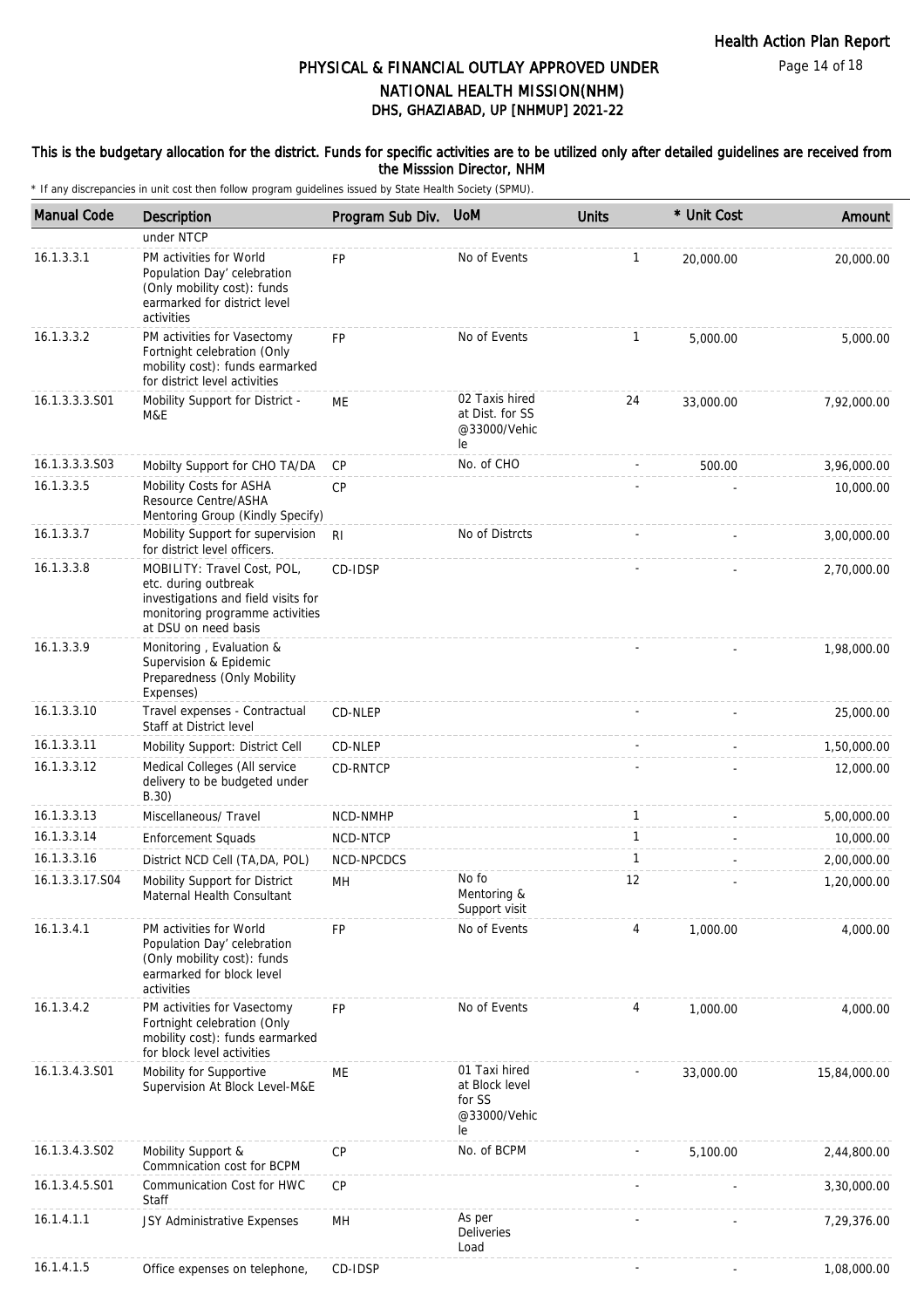# PHYSICAL & FINANCIAL OUTLAY APPROVED UNDER NATIONAL HEALTH MISSION(NHM)
## DHS, GHAZIABAD, UP [NHMUP] 2021-22

**This is the budgetary allocation for the district. Funds for specific activities are to be utilized only after detailed guidelines are received from the Misssion Director, NHM**

\* If any discrepancies in unit cost then follow program guidelines issued by State Health Society (SPMU).

| Manual Code | Description | Program Sub Div. | UoM | Units | * Unit Cost | Amount |
|---|---|---|---|---|---|---|
| | under NTCP | | | | | |
| 16.1.3.3.1 | PM activities for World Population Day' celebration (Only mobility cost): funds earmarked for district level activities | FP | No of Events | 1 | 20,000.00 | 20,000.00 |
| 16.1.3.3.2 | PM activities for Vasectomy Fortnight celebration (Only mobility cost): funds earmarked for district level activities | FP | No of Events | 1 | 5,000.00 | 5,000.00 |
| 16.1.3.3.3.S01 | Mobility Support for District - M&E | ME | 02 Taxis hired at Dist. for SS @33000/Vehicle | 24 | 33,000.00 | 7,92,000.00 |
| 16.1.3.3.3.S03 | Mobilty Support for CHO TA/DA | CP | No. of CHO | - | 500.00 | 3,96,000.00 |
| 16.1.3.3.5 | Mobility Costs for ASHA Resource Centre/ASHA Mentoring Group (Kindly Specify) | CP | | - | - | 10,000.00 |
| 16.1.3.3.7 | Mobility Support for supervision for district level officers. | RI | No of Distrcts | - | - | 3,00,000.00 |
| 16.1.3.3.8 | MOBILITY: Travel Cost, POL, etc. during outbreak investigations and field visits for monitoring programme activities at DSU on need basis | CD-IDSP | | - | - | 2,70,000.00 |
| 16.1.3.3.9 | Monitoring , Evaluation & Supervision & Epidemic Preparedness (Only Mobility Expenses) | | | - | - | 1,98,000.00 |
| 16.1.3.3.10 | Travel expenses - Contractual Staff at District level | CD-NLEP | | - | - | 25,000.00 |
| 16.1.3.3.11 | Mobility Support: District Cell | CD-NLEP | | - | - | 1,50,000.00 |
| 16.1.3.3.12 | Medical Colleges (All service delivery to be budgeted under B.30) | CD-RNTCP | | - | - | 12,000.00 |
| 16.1.3.3.13 | Miscellaneous/ Travel | NCD-NMHP | | 1 | - | 5,00,000.00 |
| 16.1.3.3.14 | Enforcement Squads | NCD-NTCP | | 1 | - | 10,000.00 |
| 16.1.3.3.16 | District NCD Cell (TA,DA, POL) | NCD-NPCDCS | | 1 | - | 2,00,000.00 |
| 16.1.3.3.17.S04 | Mobility Support for District Maternal Health Consultant | MH | No fo Mentoring & Support visit | 12 | - | 1,20,000.00 |
| 16.1.3.4.1 | PM activities for World Population Day' celebration (Only mobility cost): funds earmarked for block level activities | FP | No of Events | 4 | 1,000.00 | 4,000.00 |
| 16.1.3.4.2 | PM activities for Vasectomy Fortnight celebration (Only mobility cost): funds earmarked for block level activities | FP | No of Events | 4 | 1,000.00 | 4,000.00 |
| 16.1.3.4.3.S01 | Mobility for Supportive Supervision At Block Level-M&E | ME | 01 Taxi hired at Block level for SS @33000/Vehicle | - | 33,000.00 | 15,84,000.00 |
| 16.1.3.4.3.S02 | Mobility Support & Commnication cost for BCPM | CP | No. of BCPM | - | 5,100.00 | 2,44,800.00 |
| 16.1.3.4.5.S01 | Communication Cost for HWC Staff | CP | | - | - | 3,30,000.00 |
| 16.1.4.1.1 | JSY Administrative Expenses | MH | As per Deliveries Load | - | - | 7,29,376.00 |
| 16.1.4.1.5 | Office expenses on telephone, | CD-IDSP | | - | - | 1,08,000.00 |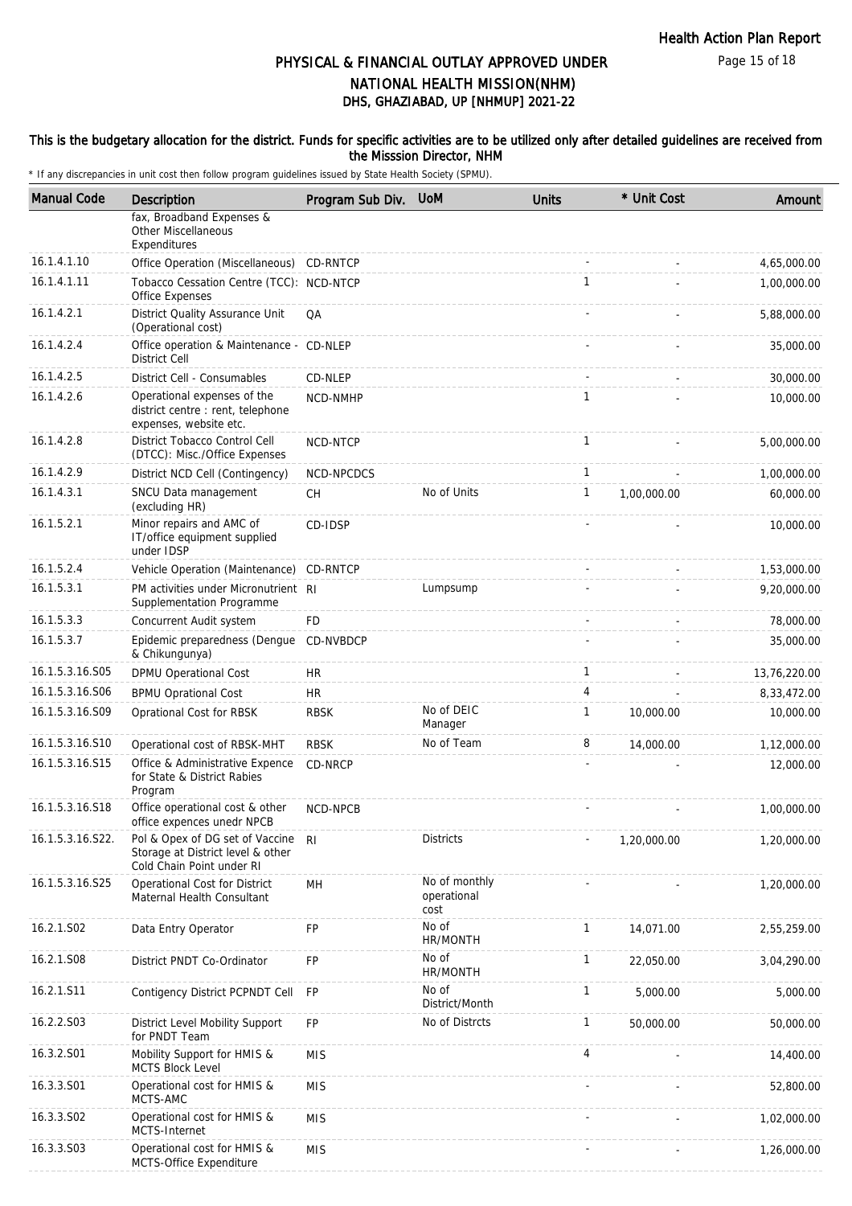# PHYSICAL & FINANCIAL OUTLAY APPROVED UNDER NATIONAL HEALTH MISSION(NHM)

## DHS, GHAZIABAD, UP [NHMUP] 2021-22

### This is the budgetary allocation for the district. Funds for specific activities are to be utilized only after detailed guidelines are received from the Misssion Director, NHM

\* If any discrepancies in unit cost then follow program guidelines issued by State Health Society (SPMU).

| Manual Code | Description | Program Sub Div. | UoM | Units | * Unit Cost | Amount |
|---|---|---|---|---|---|---|
| | fax, Broadband Expenses & Other Miscellaneous Expenditures | | | | | |
| 16.1.4.1.10 | Office Operation (Miscellaneous) | CD-RNTCP | | - | - | 4,65,000.00 |
| 16.1.4.1.11 | Tobacco Cessation Centre (TCC): Office Expenses | NCD-NTCP | | 1 | - | 1,00,000.00 |
| 16.1.4.2.1 | District Quality Assurance Unit (Operational cost) | QA | | - | - | 5,88,000.00 |
| 16.1.4.2.4 | Office operation & Maintenance - District Cell | CD-NLEP | | - | - | 35,000.00 |
| 16.1.4.2.5 | District Cell - Consumables | CD-NLEP | | - | - | 30,000.00 |
| 16.1.4.2.6 | Operational expenses of the district centre : rent, telephone expenses, website etc. | NCD-NMHP | | 1 | - | 10,000.00 |
| 16.1.4.2.8 | District Tobacco Control Cell (DTCC): Misc./Office Expenses | NCD-NTCP | | 1 | - | 5,00,000.00 |
| 16.1.4.2.9 | District NCD Cell (Contingency) | NCD-NPCDCS | | 1 | - | 1,00,000.00 |
| 16.1.4.3.1 | SNCU Data management (excluding HR) | CH | No of Units | 1 | 1,00,000.00 | 60,000.00 |
| 16.1.5.2.1 | Minor repairs and AMC of IT/office equipment supplied under IDSP | CD-IDSP | | - | - | 10,000.00 |
| 16.1.5.2.4 | Vehicle Operation (Maintenance) | CD-RNTCP | | - | - | 1,53,000.00 |
| 16.1.5.3.1 | PM activities under Micronutrient Supplementation Programme | RI | Lumpsump | - | - | 9,20,000.00 |
| 16.1.5.3.3 | Concurrent Audit system | FD | | - | - | 78,000.00 |
| 16.1.5.3.7 | Epidemic preparedness (Dengue & Chikungunya) | CD-NVBDCP | | - | - | 35,000.00 |
| 16.1.5.3.16.S05 | DPMU Operational Cost | HR | | 1 | - | 13,76,220.00 |
| 16.1.5.3.16.S06 | BPMU Oprational Cost | HR | | 4 | - | 8,33,472.00 |
| 16.1.5.3.16.S09 | Oprational Cost for RBSK | RBSK | No of DEIC Manager | 1 | 10,000.00 | 10,000.00 |
| 16.1.5.3.16.S10 | Operational cost of RBSK-MHT | RBSK | No of Team | 8 | 14,000.00 | 1,12,000.00 |
| 16.1.5.3.16.S15 | Office & Administrative Expence for State & District Rabies Program | CD-NRCP | | - | - | 12,000.00 |
| 16.1.5.3.16.S18 | Office operational cost & other office expences unedr NPCB | NCD-NPCB | | - | - | 1,00,000.00 |
| 16.1.5.3.16.S22. | Pol & Opex of DG set of Vaccine Storage at District level & other Cold Chain Point under RI | RI | Districts | - | 1,20,000.00 | 1,20,000.00 |
| 16.1.5.3.16.S25 | Operational Cost for District Maternal Health Consultant | MH | No of monthly operational cost | - | - | 1,20,000.00 |
| 16.2.1.S02 | Data Entry Operator | FP | No of HR/MONTH | 1 | 14,071.00 | 2,55,259.00 |
| 16.2.1.S08 | District PNDT Co-Ordinator | FP | No of HR/MONTH | 1 | 22,050.00 | 3,04,290.00 |
| 16.2.1.S11 | Contigency District PCPNDT Cell | FP | No of District/Month | 1 | 5,000.00 | 5,000.00 |
| 16.2.2.S03 | District Level Mobility Support for PNDT Team | FP | No of Distrcts | 1 | 50,000.00 | 50,000.00 |
| 16.3.2.S01 | Mobility Support for HMIS & MCTS Block Level | MIS | | 4 | - | 14,400.00 |
| 16.3.3.S01 | Operational cost for HMIS & MCTS-AMC | MIS | | - | - | 52,800.00 |
| 16.3.3.S02 | Operational cost for HMIS & MCTS-Internet | MIS | | - | - | 1,02,000.00 |
| 16.3.3.S03 | Operational cost for HMIS & MCTS-Office Expenditure | MIS | | - | - | 1,26,000.00 |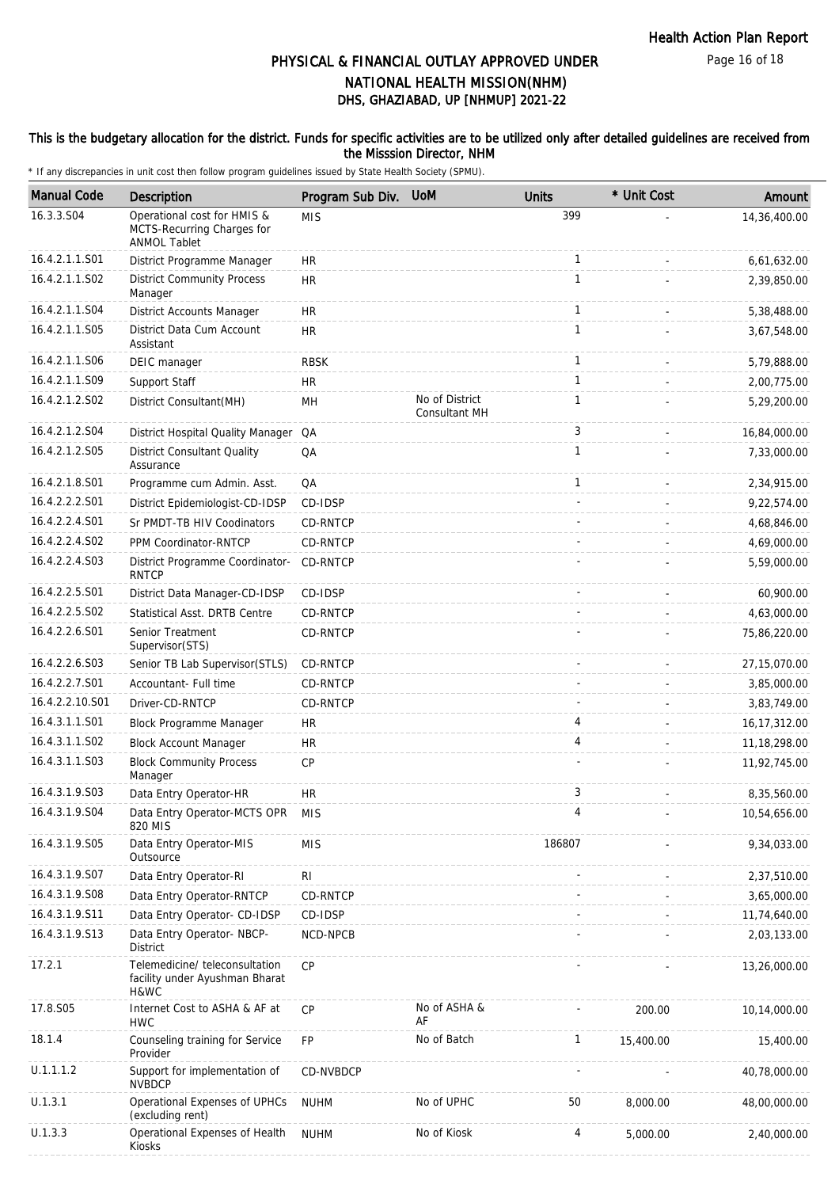# PHYSICAL & FINANCIAL OUTLAY APPROVED UNDER NATIONAL HEALTH MISSION(NHM)
## DHS, GHAZIABAD, UP [NHMUP] 2021-22

### This is the budgetary allocation for the district. Funds for specific activities are to be utilized only after detailed guidelines are received from the Misssion Director, NHM

\* If any discrepancies in unit cost then follow program guidelines issued by State Health Society (SPMU).

| Manual Code | Description | Program Sub Div. | UoM | Units | * Unit Cost | Amount |
|---|---|---|---|---|---|---|
| 16.3.3.S04 | Operational cost for HMIS & MCTS-Recurring Charges for ANMOL Tablet | MIS | | 399 | - | 14,36,400.00 |
| 16.4.2.1.1.S01 | District Programme Manager | HR | | 1 | - | 6,61,632.00 |
| 16.4.2.1.1.S02 | District Community Process Manager | HR | | 1 | - | 2,39,850.00 |
| 16.4.2.1.1.S04 | District Accounts Manager | HR | | 1 | - | 5,38,488.00 |
| 16.4.2.1.1.S05 | District Data Cum Account Assistant | HR | | 1 | - | 3,67,548.00 |
| 16.4.2.1.1.S06 | DEIC manager | RBSK | | 1 | - | 5,79,888.00 |
| 16.4.2.1.1.S09 | Support Staff | HR | | 1 | - | 2,00,775.00 |
| 16.4.2.1.2.S02 | District Consultant(MH) | MH | No of District Consultant MH | 1 | - | 5,29,200.00 |
| 16.4.2.1.2.S04 | District Hospital Quality Manager | QA | | 3 | - | 16,84,000.00 |
| 16.4.2.1.2.S05 | District Consultant Quality Assurance | QA | | 1 | - | 7,33,000.00 |
| 16.4.2.1.8.S01 | Programme cum Admin. Asst. | QA | | 1 | - | 2,34,915.00 |
| 16.4.2.2.2.S01 | District Epidemiologist-CD-IDSP | CD-IDSP | | - | - | 9,22,574.00 |
| 16.4.2.2.4.S01 | Sr PMDT-TB HIV Coodinators | CD-RNTCP | | - | - | 4,68,846.00 |
| 16.4.2.2.4.S02 | PPM Coordinator-RNTCP | CD-RNTCP | | - | - | 4,69,000.00 |
| 16.4.2.2.4.S03 | District Programme Coordinator-RNTCP | CD-RNTCP | | - | - | 5,59,000.00 |
| 16.4.2.2.5.S01 | District Data Manager-CD-IDSP | CD-IDSP | | - | - | 60,900.00 |
| 16.4.2.2.5.S02 | Statistical Asst. DRTB Centre | CD-RNTCP | | - | - | 4,63,000.00 |
| 16.4.2.2.6.S01 | Senior Treatment Supervisor(STS) | CD-RNTCP | | - | - | 75,86,220.00 |
| 16.4.2.2.6.S03 | Senior TB Lab Supervisor(STLS) | CD-RNTCP | | - | - | 27,15,070.00 |
| 16.4.2.2.7.S01 | Accountant- Full time | CD-RNTCP | | - | - | 3,85,000.00 |
| 16.4.2.2.10.S01 | Driver-CD-RNTCP | CD-RNTCP | | - | - | 3,83,749.00 |
| 16.4.3.1.1.S01 | Block Programme Manager | HR | | 4 | - | 16,17,312.00 |
| 16.4.3.1.1.S02 | Block Account Manager | HR | | 4 | - | 11,18,298.00 |
| 16.4.3.1.1.S03 | Block Community Process Manager | CP | | - | - | 11,92,745.00 |
| 16.4.3.1.9.S03 | Data Entry Operator-HR | HR | | 3 | - | 8,35,560.00 |
| 16.4.3.1.9.S04 | Data Entry Operator-MCTS OPR 820 MIS | MIS | | 4 | - | 10,54,656.00 |
| 16.4.3.1.9.S05 | Data Entry Operator-MIS Outsource | MIS | | 186807 | - | 9,34,033.00 |
| 16.4.3.1.9.S07 | Data Entry Operator-RI | RI | | - | - | 2,37,510.00 |
| 16.4.3.1.9.S08 | Data Entry Operator-RNTCP | CD-RNTCP | | - | - | 3,65,000.00 |
| 16.4.3.1.9.S11 | Data Entry Operator- CD-IDSP | CD-IDSP | | - | - | 11,74,640.00 |
| 16.4.3.1.9.S13 | Data Entry Operator- NBCP-District | NCD-NPCB | | - | - | 2,03,133.00 |
| 17.2.1 | Telemedicine/ teleconsultation facility under Ayushman Bharat H&WC | CP | | - | - | 13,26,000.00 |
| 17.8.S05 | Internet Cost to ASHA & AF at HWC | CP | No of ASHA & AF | - | 200.00 | 10,14,000.00 |
| 18.1.4 | Counseling training for Service Provider | FP | No of Batch | 1 | 15,400.00 | 15,400.00 |
| U.1.1.1.2 | Support for implementation of NVBDCP | CD-NVBDCP | | - | - | 40,78,000.00 |
| U.1.3.1 | Operational Expenses of UPHCs (excluding rent) | NUHM | No of UPHC | 50 | 8,000.00 | 48,00,000.00 |
| U.1.3.3 | Operational Expenses of Health Kiosks | NUHM | No of Kiosk | 4 | 5,000.00 | 2,40,000.00 |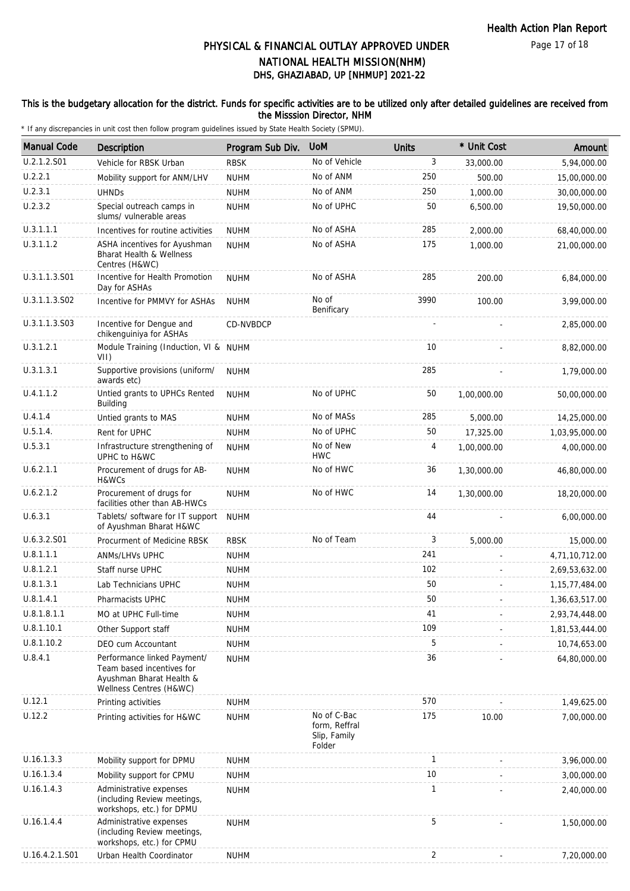# PHYSICAL & FINANCIAL OUTLAY APPROVED UNDER NATIONAL HEALTH MISSION(NHM)

## DHS, GHAZIABAD, UP [NHMUP] 2021-22

**This is the budgetary allocation for the district. Funds for specific activities are to be utilized only after detailed guidelines are received from the Misssion Director, NHM**

\* If any discrepancies in unit cost then follow program guidelines issued by State Health Society (SPMU).

| Manual Code | Description | Program Sub Div. | UoM | Units | * Unit Cost | Amount |
|---|---|---|---|---|---|---|
| U.2.1.2.S01 | Vehicle for RBSK Urban | RBSK | No of Vehicle | 3 | 33,000.00 | 5,94,000.00 |
| U.2.2.1 | Mobility support for ANM/LHV | NUHM | No of ANM | 250 | 500.00 | 15,00,000.00 |
| U.2.3.1 | UHNDs | NUHM | No of ANM | 250 | 1,000.00 | 30,00,000.00 |
| U.2.3.2 | Special outreach camps in slums/ vulnerable areas | NUHM | No of UPHC | 50 | 6,500.00 | 19,50,000.00 |
| U.3.1.1.1 | Incentives for routine activities | NUHM | No of ASHA | 285 | 2,000.00 | 68,40,000.00 |
| U.3.1.1.2 | ASHA incentives for Ayushman Bharat Health & Wellness Centres (H&WC) | NUHM | No of ASHA | 175 | 1,000.00 | 21,00,000.00 |
| U.3.1.1.3.S01 | Incentive for Health Promotion Day for ASHAs | NUHM | No of ASHA | 285 | 200.00 | 6,84,000.00 |
| U.3.1.1.3.S02 | Incentive for PMMVY for ASHAs | NUHM | No of Benificary | 3990 | 100.00 | 3,99,000.00 |
| U.3.1.1.3.S03 | Incentive for Dengue and chikenguiniya for ASHAs | CD-NVBDCP | | - | - | 2,85,000.00 |
| U.3.1.2.1 | Module Training (Induction, VI & VII) | NUHM | | 10 | - | 8,82,000.00 |
| U.3.1.3.1 | Supportive provisions (uniform/ awards etc) | NUHM | | 285 | - | 1,79,000.00 |
| U.4.1.1.2 | Untied grants to UPHCs Rented Building | NUHM | No of UPHC | 50 | 1,00,000.00 | 50,00,000.00 |
| U.4.1.4 | Untied grants to MAS | NUHM | No of MASs | 285 | 5,000.00 | 14,25,000.00 |
| U.5.1.4. | Rent for UPHC | NUHM | No of UPHC | 50 | 17,325.00 | 1,03,95,000.00 |
| U.5.3.1 | Infrastructure strengthening of UPHC to H&WC | NUHM | No of New HWC | 4 | 1,00,000.00 | 4,00,000.00 |
| U.6.2.1.1 | Procurement of drugs for AB-H&WCs | NUHM | No of HWC | 36 | 1,30,000.00 | 46,80,000.00 |
| U.6.2.1.2 | Procurement of drugs for facilities other than AB-HWCs | NUHM | No of HWC | 14 | 1,30,000.00 | 18,20,000.00 |
| U.6.3.1 | Tablets/ software for IT support of Ayushman Bharat H&WC | NUHM | | 44 | - | 6,00,000.00 |
| U.6.3.2.S01 | Procurment of Medicine RBSK | RBSK | No of Team | 3 | 5,000.00 | 15,000.00 |
| U.8.1.1.1 | ANMs/LHVs UPHC | NUHM | | 241 | - | 4,71,10,712.00 |
| U.8.1.2.1 | Staff nurse UPHC | NUHM | | 102 | - | 2,69,53,632.00 |
| U.8.1.3.1 | Lab Technicians UPHC | NUHM | | 50 | - | 1,15,77,484.00 |
| U.8.1.4.1 | Pharmacists UPHC | NUHM | | 50 | - | 1,36,63,517.00 |
| U.8.1.8.1.1 | MO at UPHC Full-time | NUHM | | 41 | - | 2,93,74,448.00 |
| U.8.1.10.1 | Other Support staff | NUHM | | 109 | - | 1,81,53,444.00 |
| U.8.1.10.2 | DEO cum Accountant | NUHM | | 5 | - | 10,74,653.00 |
| U.8.4.1 | Performance linked Payment/ Team based incentives for Ayushman Bharat Health & Wellness Centres (H&WC) | NUHM | | 36 | - | 64,80,000.00 |
| U.12.1 | Printing activities | NUHM | | 570 | - | 1,49,625.00 |
| U.12.2 | Printing activities for H&WC | NUHM | No of C-Bac form, Reffral Slip, Family Folder | 175 | 10.00 | 7,00,000.00 |
| U.16.1.3.3 | Mobility support for DPMU | NUHM | | 1 | - | 3,96,000.00 |
| U.16.1.3.4 | Mobility support for CPMU | NUHM | | 10 | - | 3,00,000.00 |
| U.16.1.4.3 | Administrative expenses (including Review meetings, workshops, etc.) for DPMU | NUHM | | 1 | - | 2,40,000.00 |
| U.16.1.4.4 | Administrative expenses (including Review meetings, workshops, etc.) for CPMU | NUHM | | 5 | - | 1,50,000.00 |
| U.16.4.2.1.S01 | Urban Health Coordinator | NUHM | | 2 | - | 7,20,000.00 |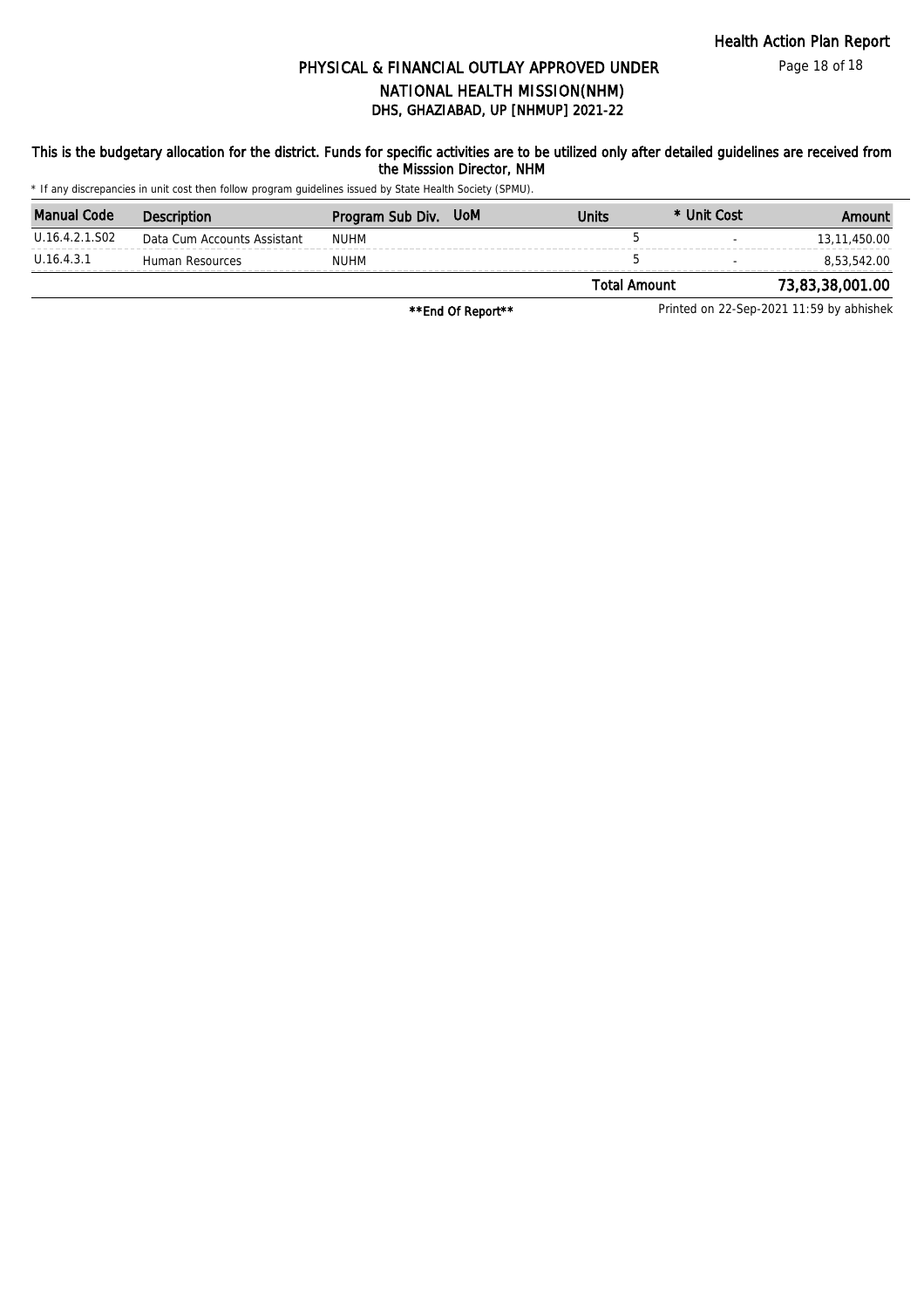This is the budgetary allocation for the district. Funds for specific activities are to be utilized only after detailed guidelines are received from the Misssion Director, NHM

* If any discrepancies in unit cost then follow program guidelines issued by State Health Society (SPMU).

| Manual Code | Description | Program Sub Div. | UoM | Units | * Unit Cost | Amount |
|---|---|---|---|---|---|---|
| U.16.4.2.1.S02 | Data Cum Accounts Assistant | NUHM | | 5 | - | 13,11,450.00 |
| U.16.4.3.1 | Human Resources | NUHM | | 5 | - | 8,53,542.00 |
| | | | | Total Amount | | 73,83,38,001.00 |

**End Of Report**

Printed on 22-Sep-2021 11:59 by abhishek